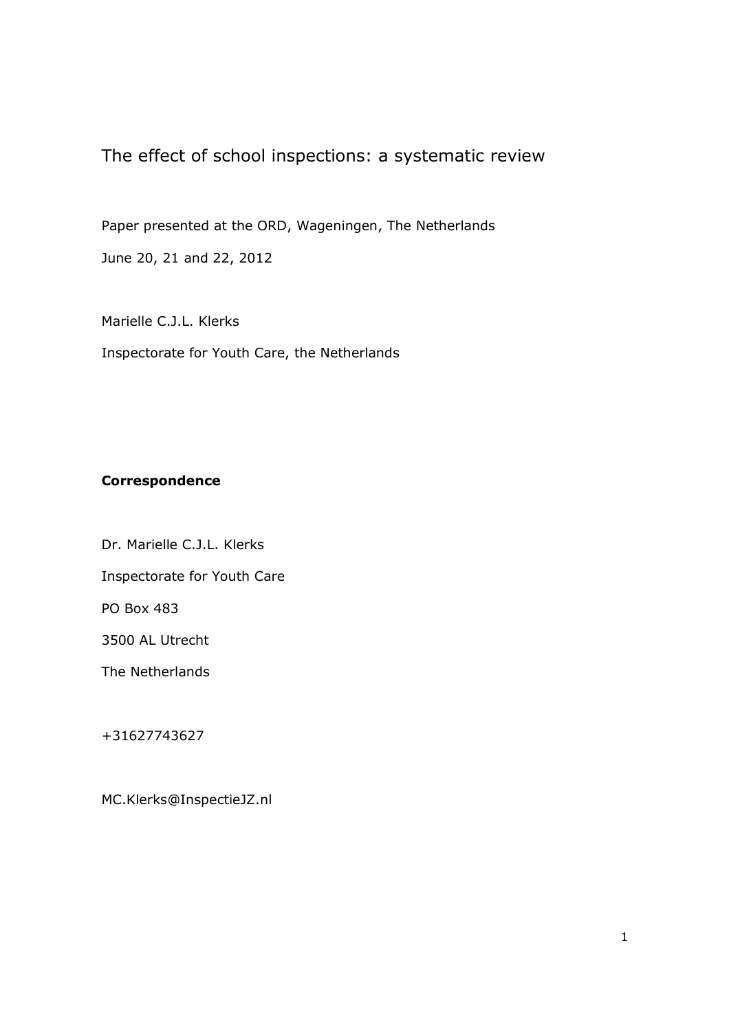# The effect of school inspections: a systematic review

Paper presented at the ORD, Wageningen, The Netherlands

June 20, 21 and 22, 2012

Marielle C.J.L. Klerks

Inspectorate for Youth Care, the Netherlands

**Correspondence**

Dr. Marielle C.J.L. Klerks

Inspectorate for Youth Care

PO Box 483

3500 AL Utrecht

The Netherlands

+31627743627

MC.Klerks@InspectieJZ.nl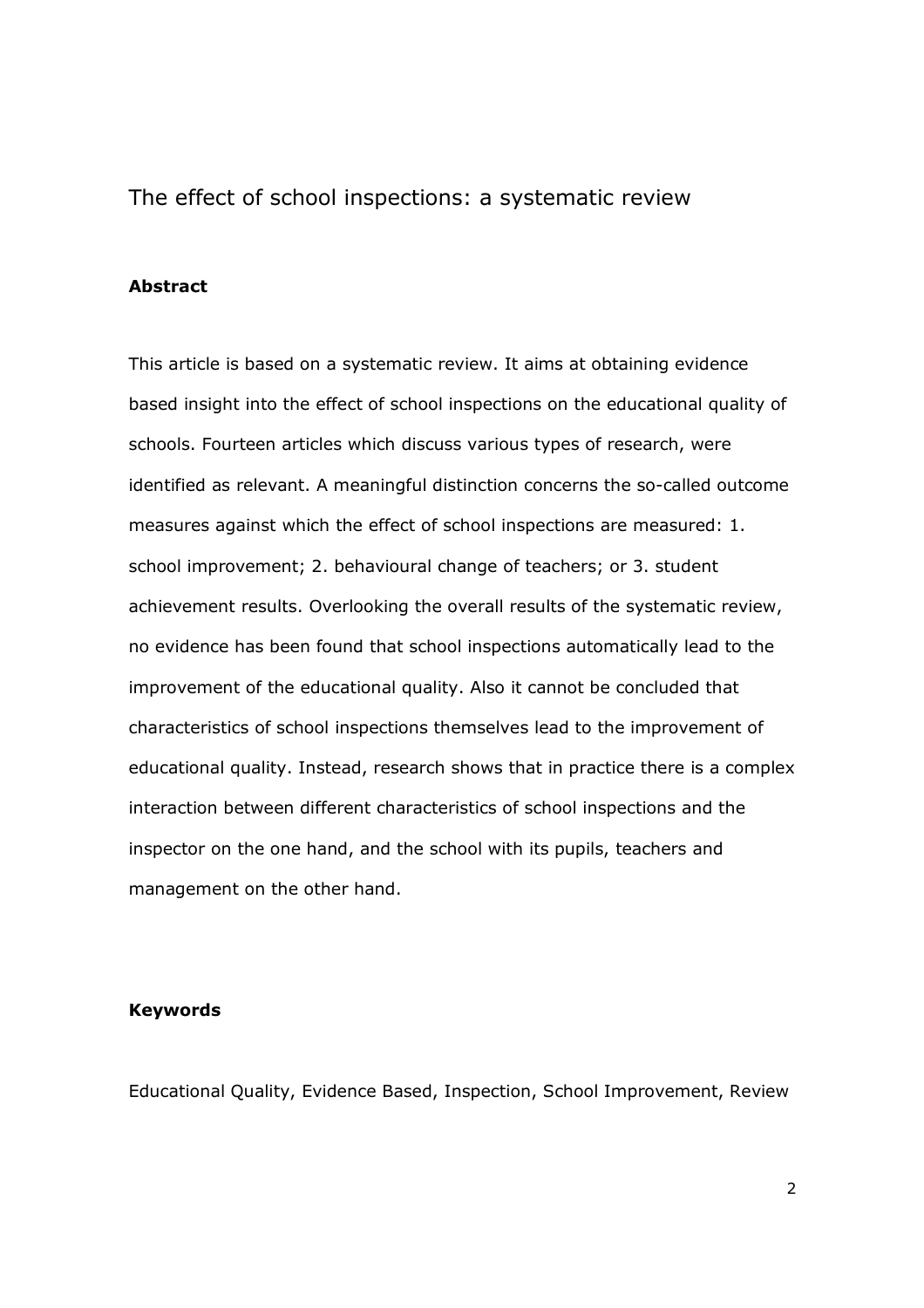# The effect of school inspections: a systematic review

## Abstract

This article is based on a systematic review. It aims at obtaining evidence based insight into the effect of school inspections on the educational quality of schools. Fourteen articles which discuss various types of research, were identified as relevant. A meaningful distinction concerns the so-called outcome measures against which the effect of school inspections are measured: 1. school improvement; 2. behavioural change of teachers; or 3. student achievement results. Overlooking the overall results of the systematic review, no evidence has been found that school inspections automatically lead to the improvement of the educational quality. Also it cannot be concluded that characteristics of school inspections themselves lead to the improvement of educational quality. Instead, research shows that in practice there is a complex interaction between different characteristics of school inspections and the inspector on the one hand, and the school with its pupils, teachers and management on the other hand.

## Keywords

Educational Quality, Evidence Based, Inspection, School Improvement, Review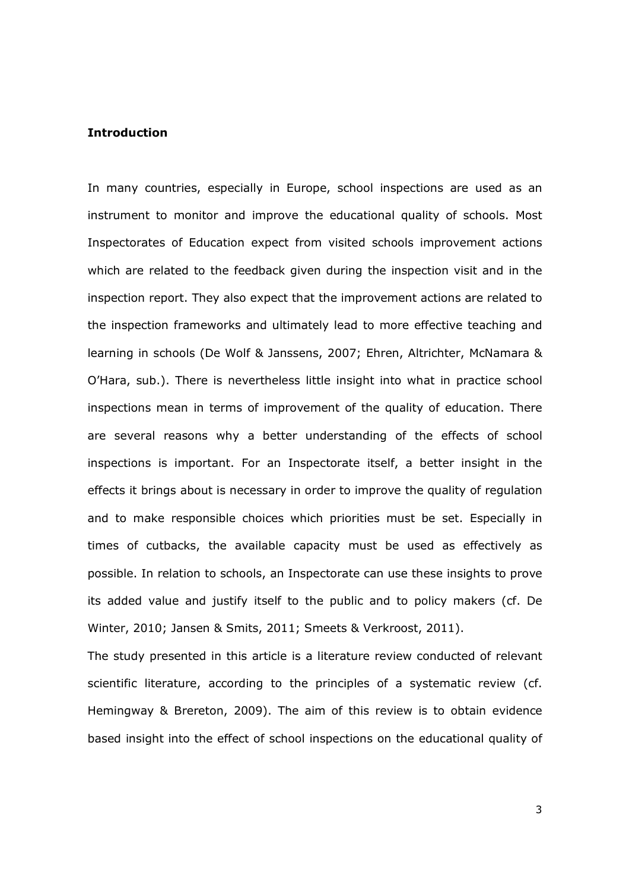**Introduction**

In many countries, especially in Europe, school inspections are used as an instrument to monitor and improve the educational quality of schools. Most Inspectorates of Education expect from visited schools improvement actions which are related to the feedback given during the inspection visit and in the inspection report. They also expect that the improvement actions are related to the inspection frameworks and ultimately lead to more effective teaching and learning in schools (De Wolf & Janssens, 2007; Ehren, Altrichter, McNamara & O'Hara, sub.). There is nevertheless little insight into what in practice school inspections mean in terms of improvement of the quality of education. There are several reasons why a better understanding of the effects of school inspections is important. For an Inspectorate itself, a better insight in the effects it brings about is necessary in order to improve the quality of regulation and to make responsible choices which priorities must be set. Especially in times of cutbacks, the available capacity must be used as effectively as possible. In relation to schools, an Inspectorate can use these insights to prove its added value and justify itself to the public and to policy makers (cf. De Winter, 2010; Jansen & Smits, 2011; Smeets & Verkroost, 2011).

The study presented in this article is a literature review conducted of relevant scientific literature, according to the principles of a systematic review (cf. Hemingway & Brereton, 2009). The aim of this review is to obtain evidence based insight into the effect of school inspections on the educational quality of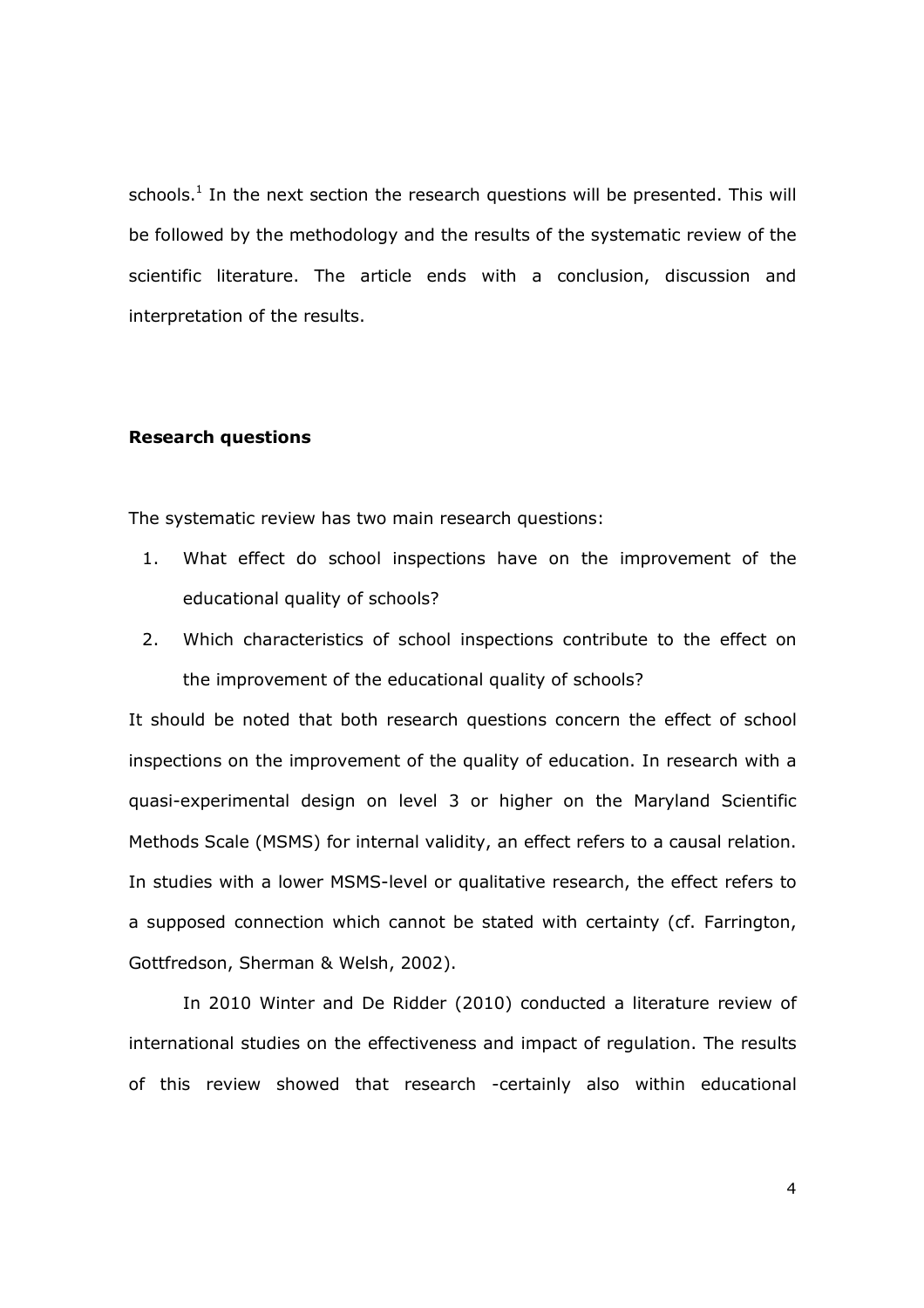schools.[1] In the next section the research questions will be presented. This will be followed by the methodology and the results of the systematic review of the scientific literature. The article ends with a conclusion, discussion and interpretation of the results.

## Research questions

The systematic review has two main research questions:

1. What effect do school inspections have on the improvement of the educational quality of schools?
2. Which characteristics of school inspections contribute to the effect on the improvement of the educational quality of schools?

It should be noted that both research questions concern the effect of school inspections on the improvement of the quality of education. In research with a quasi-experimental design on level 3 or higher on the Maryland Scientific Methods Scale (MSMS) for internal validity, an effect refers to a causal relation. In studies with a lower MSMS-level or qualitative research, the effect refers to a supposed connection which cannot be stated with certainty (cf. Farrington, Gottfredson, Sherman & Welsh, 2002).

In 2010 Winter and De Ridder (2010) conducted a literature review of international studies on the effectiveness and impact of regulation. The results of this review showed that research -certainly also within educational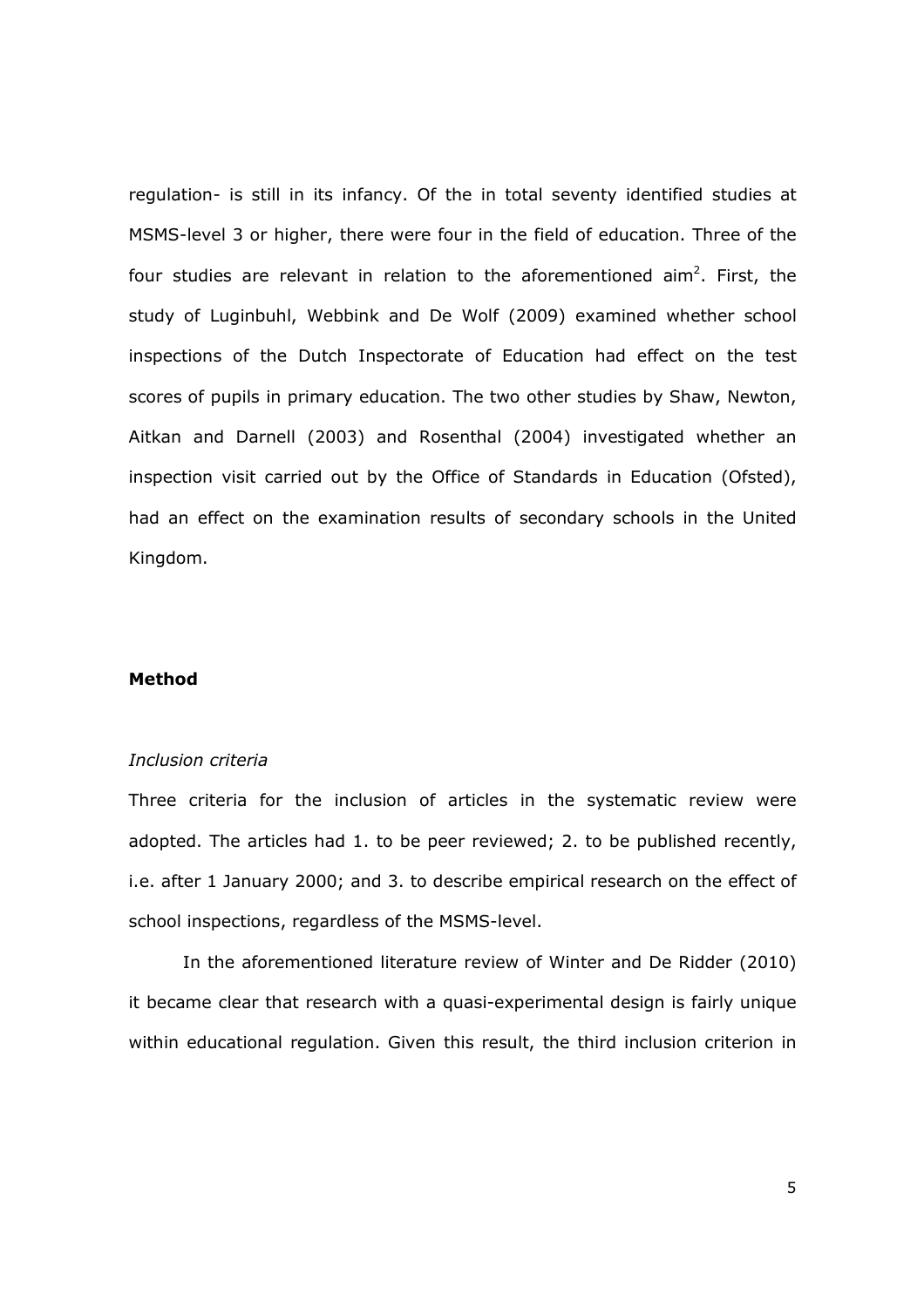regulation- is still in its infancy. Of the in total seventy identified studies at MSMS-level 3 or higher, there were four in the field of education. Three of the four studies are relevant in relation to the aforementioned aim[2]. First, the study of Luginbuhl, Webbink and De Wolf (2009) examined whether school inspections of the Dutch Inspectorate of Education had effect on the test scores of pupils in primary education. The two other studies by Shaw, Newton, Aitkan and Darnell (2003) and Rosenthal (2004) investigated whether an inspection visit carried out by the Office of Standards in Education (Ofsted), had an effect on the examination results of secondary schools in the United Kingdom.

## Method

### *Inclusion criteria*

Three criteria for the inclusion of articles in the systematic review were adopted. The articles had 1. to be peer reviewed; 2. to be published recently, i.e. after 1 January 2000; and 3. to describe empirical research on the effect of school inspections, regardless of the MSMS-level.

In the aforementioned literature review of Winter and De Ridder (2010) it became clear that research with a quasi-experimental design is fairly unique within educational regulation. Given this result, the third inclusion criterion in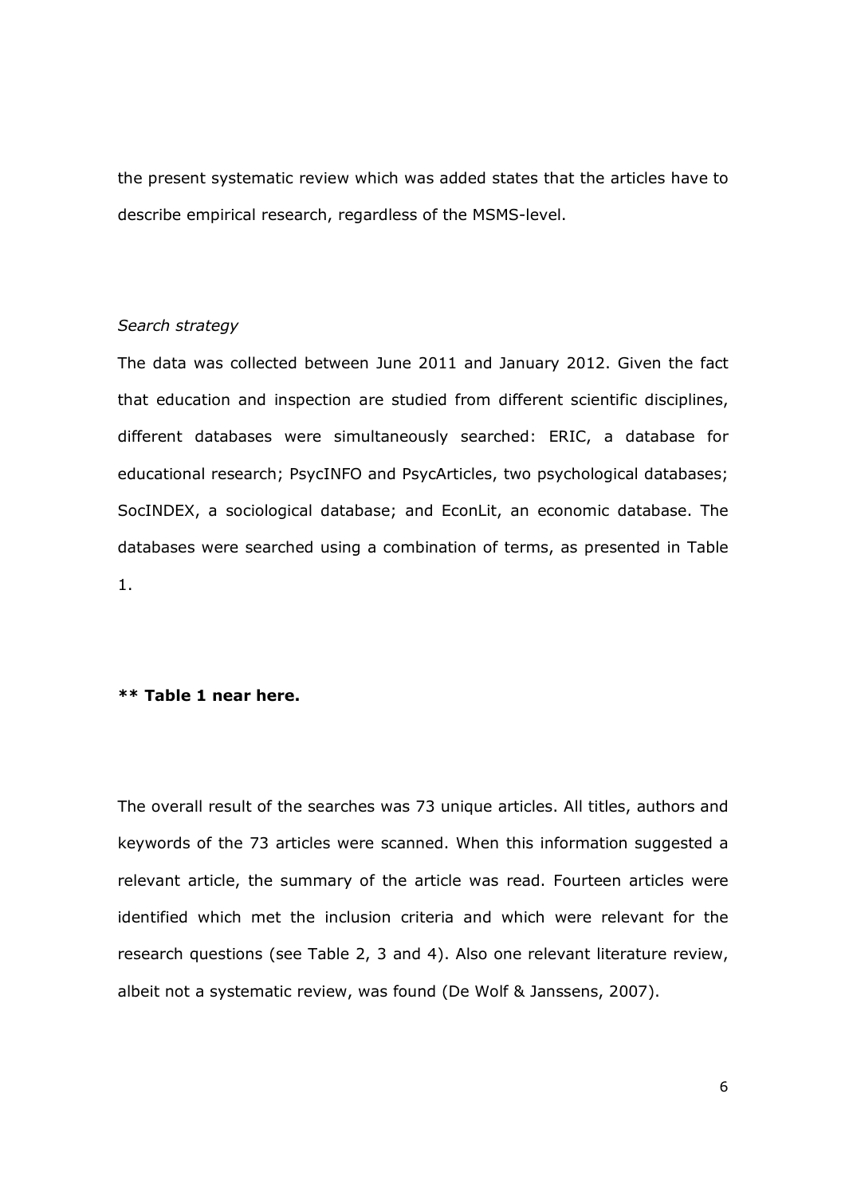the present systematic review which was added states that the articles have to describe empirical research, regardless of the MSMS-level.

*Search strategy*

The data was collected between June 2011 and January 2012. Given the fact that education and inspection are studied from different scientific disciplines, different databases were simultaneously searched: ERIC, a database for educational research; PsycINFO and PsycArticles, two psychological databases; SocINDEX, a sociological database; and EconLit, an economic database. The databases were searched using a combination of terms, as presented in Table 1.

**** Table 1 near here.**

The overall result of the searches was 73 unique articles. All titles, authors and keywords of the 73 articles were scanned. When this information suggested a relevant article, the summary of the article was read. Fourteen articles were identified which met the inclusion criteria and which were relevant for the research questions (see Table 2, 3 and 4). Also one relevant literature review, albeit not a systematic review, was found (De Wolf & Janssens, 2007).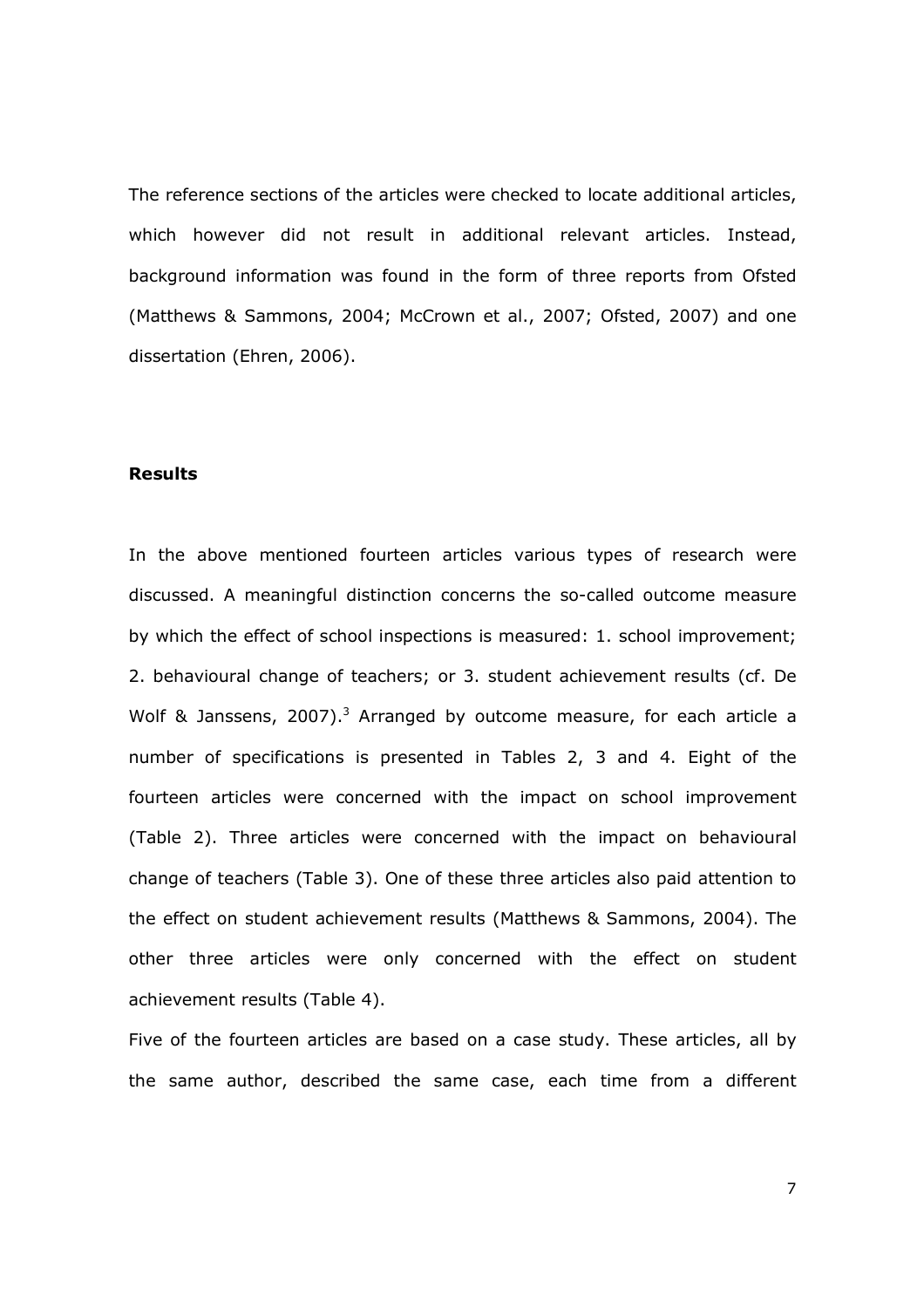The reference sections of the articles were checked to locate additional articles, which however did not result in additional relevant articles. Instead, background information was found in the form of three reports from Ofsted (Matthews & Sammons, 2004; McCrown et al., 2007; Ofsted, 2007) and one dissertation (Ehren, 2006).

## Results

In the above mentioned fourteen articles various types of research were discussed. A meaningful distinction concerns the so-called outcome measure by which the effect of school inspections is measured: 1. school improvement; 2. behavioural change of teachers; or 3. student achievement results (cf. De Wolf & Janssens, 2007).[3] Arranged by outcome measure, for each article a number of specifications is presented in Tables 2, 3 and 4. Eight of the fourteen articles were concerned with the impact on school improvement (Table 2). Three articles were concerned with the impact on behavioural change of teachers (Table 3). One of these three articles also paid attention to the effect on student achievement results (Matthews & Sammons, 2004). The other three articles were only concerned with the effect on student achievement results (Table 4).

Five of the fourteen articles are based on a case study. These articles, all by the same author, described the same case, each time from a different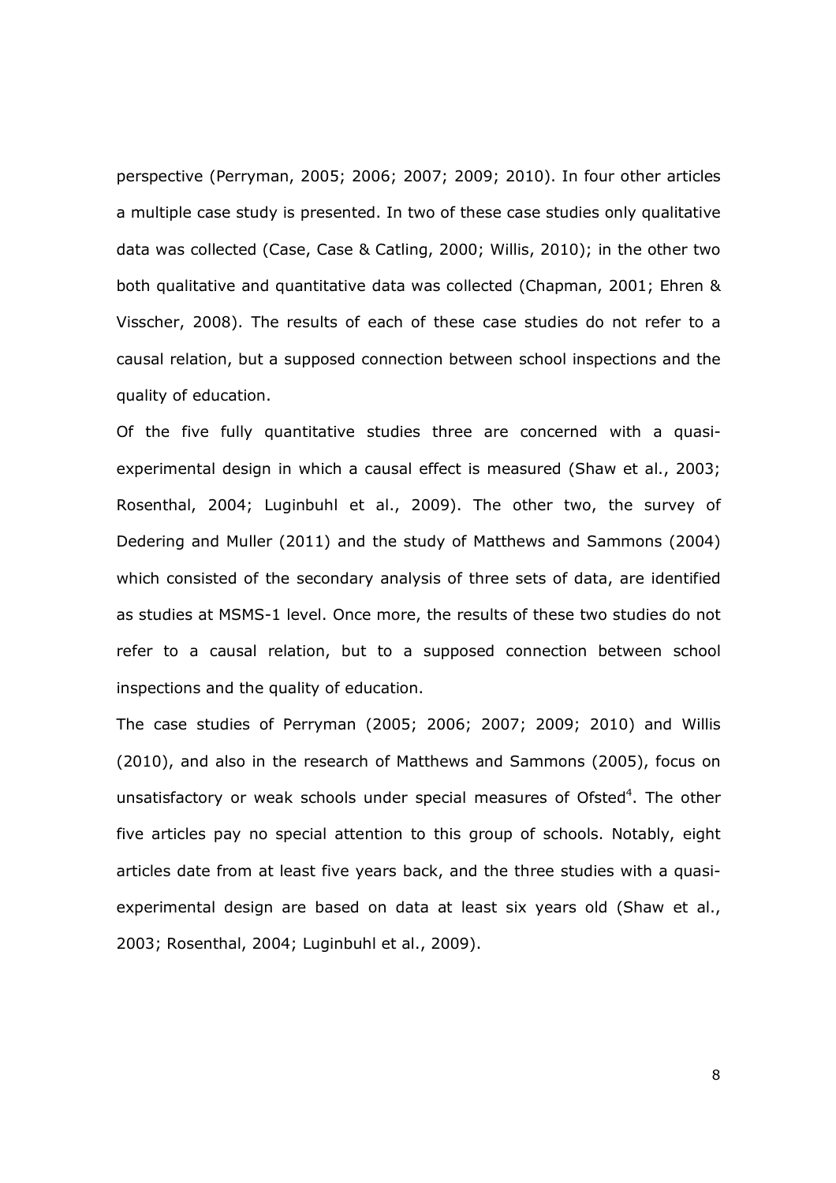perspective (Perryman, 2005; 2006; 2007; 2009; 2010). In four other articles a multiple case study is presented. In two of these case studies only qualitative data was collected (Case, Case & Catling, 2000; Willis, 2010); in the other two both qualitative and quantitative data was collected (Chapman, 2001; Ehren & Visscher, 2008). The results of each of these case studies do not refer to a causal relation, but a supposed connection between school inspections and the quality of education.

Of the five fully quantitative studies three are concerned with a quasi-experimental design in which a causal effect is measured (Shaw et al., 2003; Rosenthal, 2004; Luginbuhl et al., 2009). The other two, the survey of Dedering and Muller (2011) and the study of Matthews and Sammons (2004) which consisted of the secondary analysis of three sets of data, are identified as studies at MSMS-1 level. Once more, the results of these two studies do not refer to a causal relation, but to a supposed connection between school inspections and the quality of education.

The case studies of Perryman (2005; 2006; 2007; 2009; 2010) and Willis (2010), and also in the research of Matthews and Sammons (2005), focus on unsatisfactory or weak schools under special measures of Ofsted[4]. The other five articles pay no special attention to this group of schools. Notably, eight articles date from at least five years back, and the three studies with a quasi-experimental design are based on data at least six years old (Shaw et al., 2003; Rosenthal, 2004; Luginbuhl et al., 2009).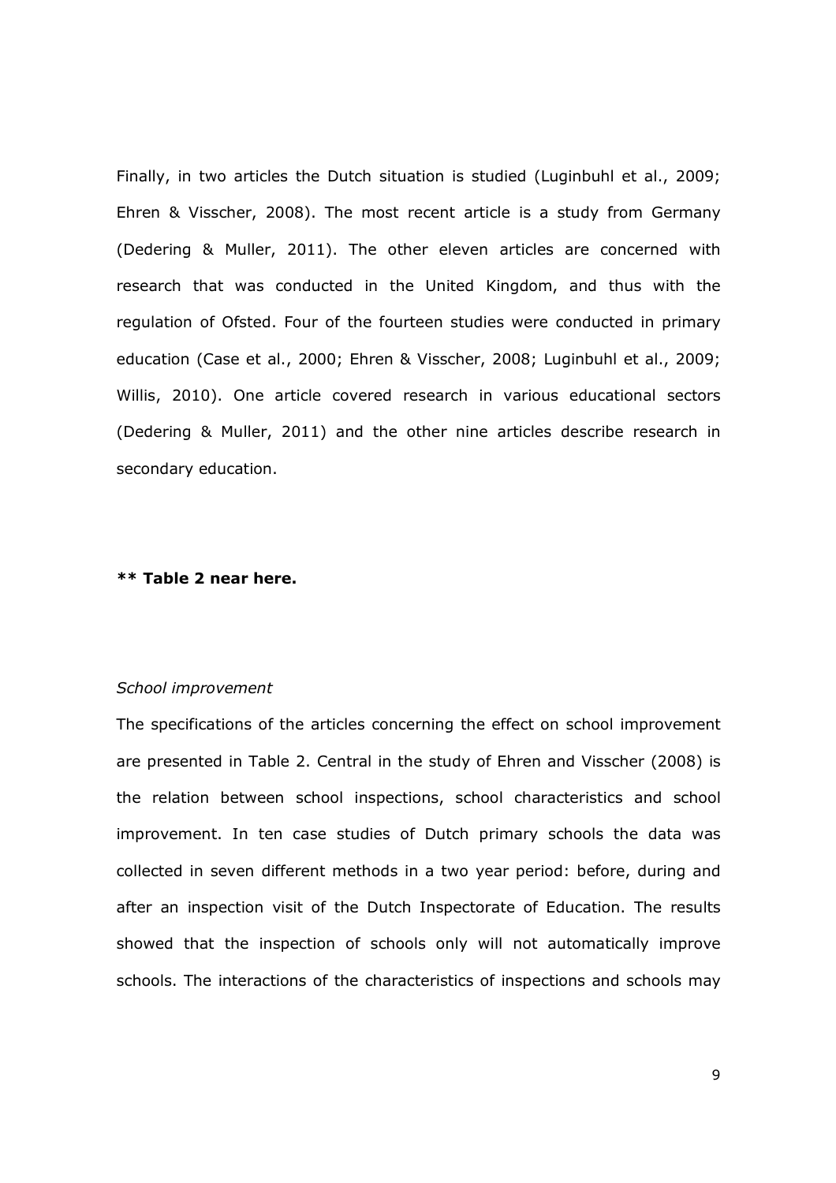Finally, in two articles the Dutch situation is studied (Luginbuhl et al., 2009; Ehren & Visscher, 2008). The most recent article is a study from Germany (Dedering & Muller, 2011). The other eleven articles are concerned with research that was conducted in the United Kingdom, and thus with the regulation of Ofsted. Four of the fourteen studies were conducted in primary education (Case et al., 2000; Ehren & Visscher, 2008; Luginbuhl et al., 2009; Willis, 2010). One article covered research in various educational sectors (Dedering & Muller, 2011) and the other nine articles describe research in secondary education.

**** Table 2 near here.**

*School improvement*

The specifications of the articles concerning the effect on school improvement are presented in Table 2. Central in the study of Ehren and Visscher (2008) is the relation between school inspections, school characteristics and school improvement. In ten case studies of Dutch primary schools the data was collected in seven different methods in a two year period: before, during and after an inspection visit of the Dutch Inspectorate of Education. The results showed that the inspection of schools only will not automatically improve schools. The interactions of the characteristics of inspections and schools may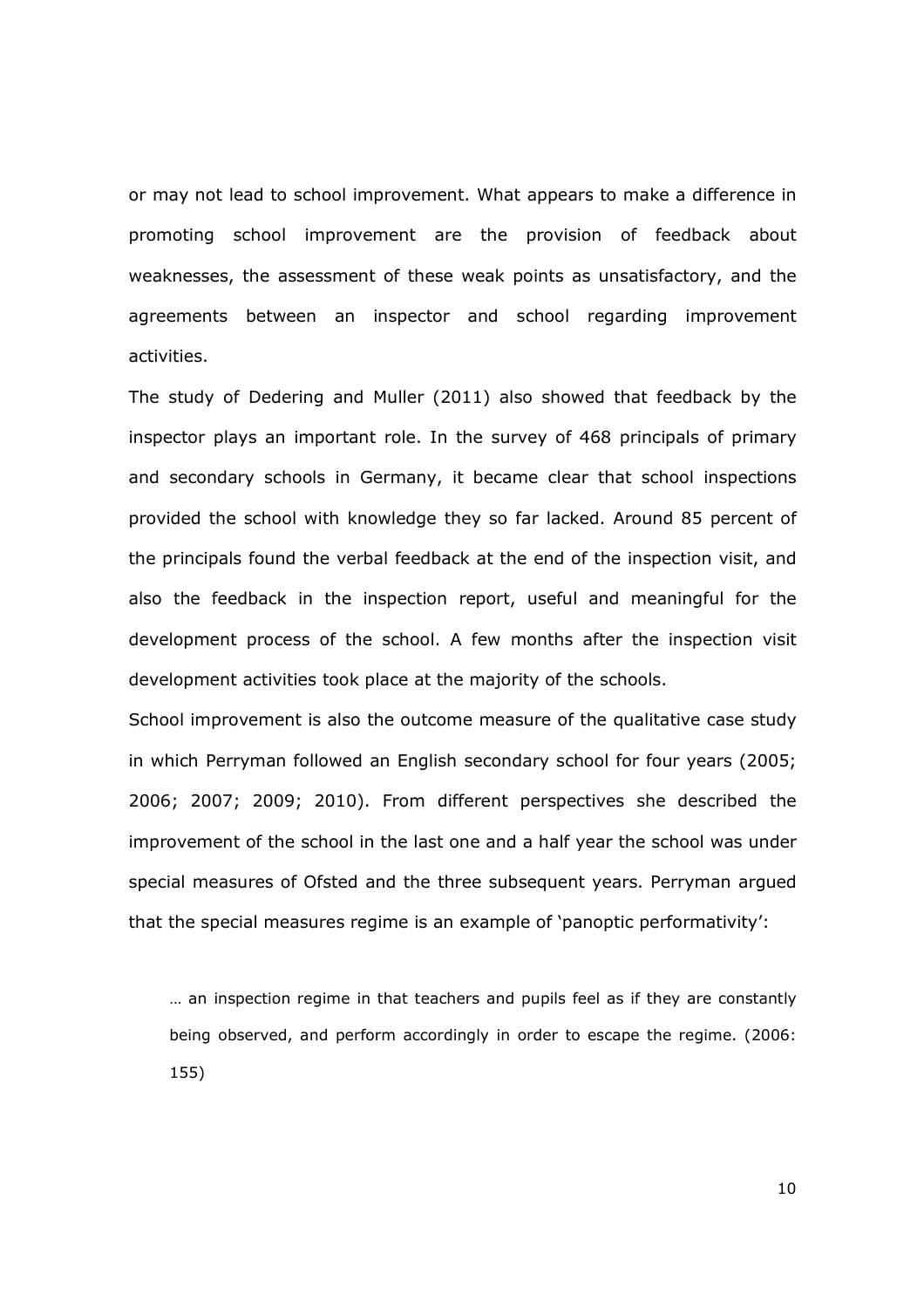or may not lead to school improvement. What appears to make a difference in promoting school improvement are the provision of feedback about weaknesses, the assessment of these weak points as unsatisfactory, and the agreements between an inspector and school regarding improvement activities.

The study of Dedering and Muller (2011) also showed that feedback by the inspector plays an important role. In the survey of 468 principals of primary and secondary schools in Germany, it became clear that school inspections provided the school with knowledge they so far lacked. Around 85 percent of the principals found the verbal feedback at the end of the inspection visit, and also the feedback in the inspection report, useful and meaningful for the development process of the school. A few months after the inspection visit development activities took place at the majority of the schools.

School improvement is also the outcome measure of the qualitative case study in which Perryman followed an English secondary school for four years (2005; 2006; 2007; 2009; 2010). From different perspectives she described the improvement of the school in the last one and a half year the school was under special measures of Ofsted and the three subsequent years. Perryman argued that the special measures regime is an example of 'panoptic performativity':

> … an inspection regime in that teachers and pupils feel as if they are constantly being observed, and perform accordingly in order to escape the regime. (2006: 155)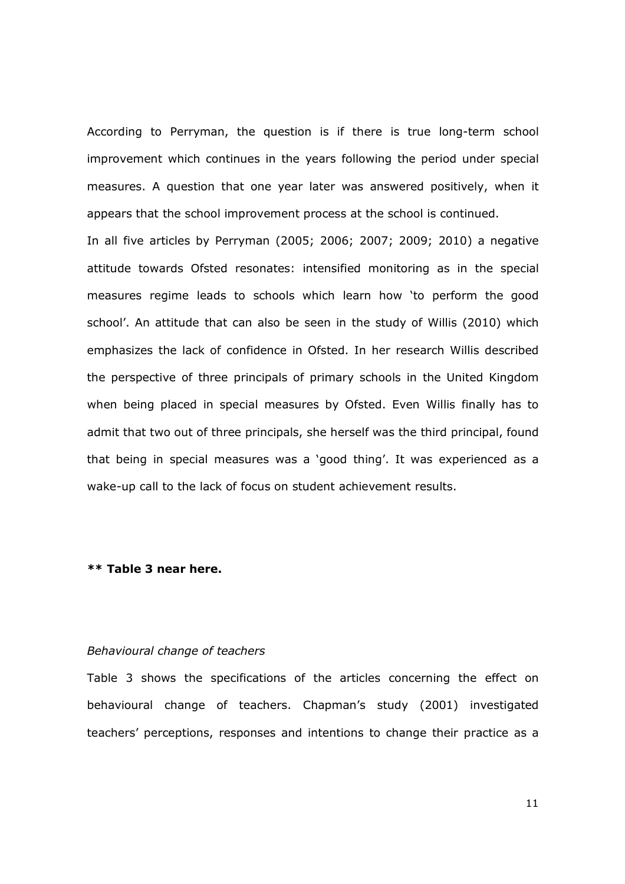According to Perryman, the question is if there is true long-term school improvement which continues in the years following the period under special measures. A question that one year later was answered positively, when it appears that the school improvement process at the school is continued.

In all five articles by Perryman (2005; 2006; 2007; 2009; 2010) a negative attitude towards Ofsted resonates: intensified monitoring as in the special measures regime leads to schools which learn how 'to perform the good school'. An attitude that can also be seen in the study of Willis (2010) which emphasizes the lack of confidence in Ofsted. In her research Willis described the perspective of three principals of primary schools in the United Kingdom when being placed in special measures by Ofsted. Even Willis finally has to admit that two out of three principals, she herself was the third principal, found that being in special measures was a 'good thing'. It was experienced as a wake-up call to the lack of focus on student achievement results.

**** Table 3 near here.**

*Behavioural change of teachers*

Table 3 shows the specifications of the articles concerning the effect on behavioural change of teachers. Chapman's study (2001) investigated teachers' perceptions, responses and intentions to change their practice as a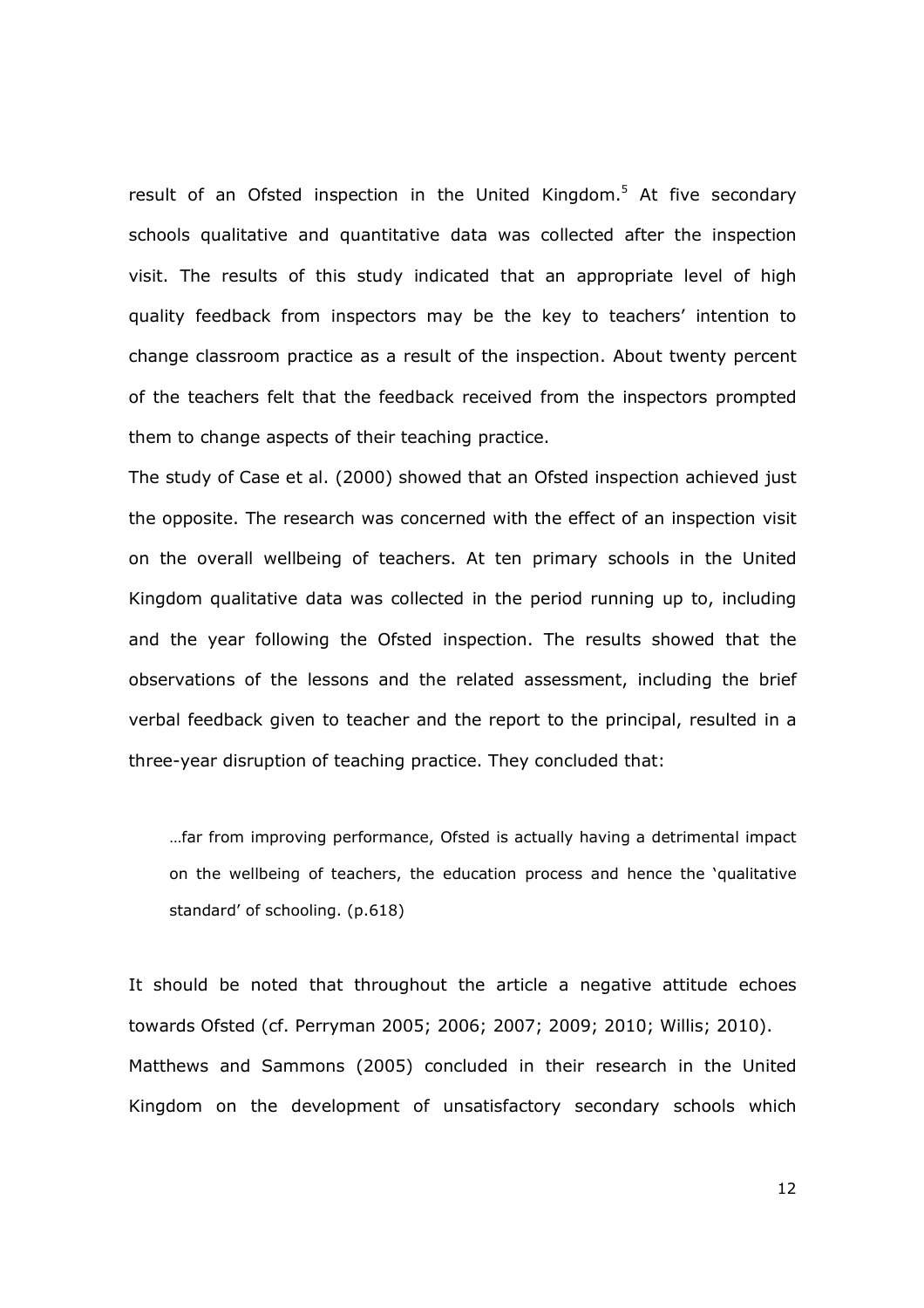result of an Ofsted inspection in the United Kingdom.[5] At five secondary schools qualitative and quantitative data was collected after the inspection visit. The results of this study indicated that an appropriate level of high quality feedback from inspectors may be the key to teachers' intention to change classroom practice as a result of the inspection. About twenty percent of the teachers felt that the feedback received from the inspectors prompted them to change aspects of their teaching practice.

The study of Case et al. (2000) showed that an Ofsted inspection achieved just the opposite. The research was concerned with the effect of an inspection visit on the overall wellbeing of teachers. At ten primary schools in the United Kingdom qualitative data was collected in the period running up to, including and the year following the Ofsted inspection. The results showed that the observations of the lessons and the related assessment, including the brief verbal feedback given to teacher and the report to the principal, resulted in a three-year disruption of teaching practice. They concluded that:

> …far from improving performance, Ofsted is actually having a detrimental impact on the wellbeing of teachers, the education process and hence the 'qualitative standard' of schooling. (p.618)

It should be noted that throughout the article a negative attitude echoes towards Ofsted (cf. Perryman 2005; 2006; 2007; 2009; 2010; Willis; 2010).

Matthews and Sammons (2005) concluded in their research in the United Kingdom on the development of unsatisfactory secondary schools which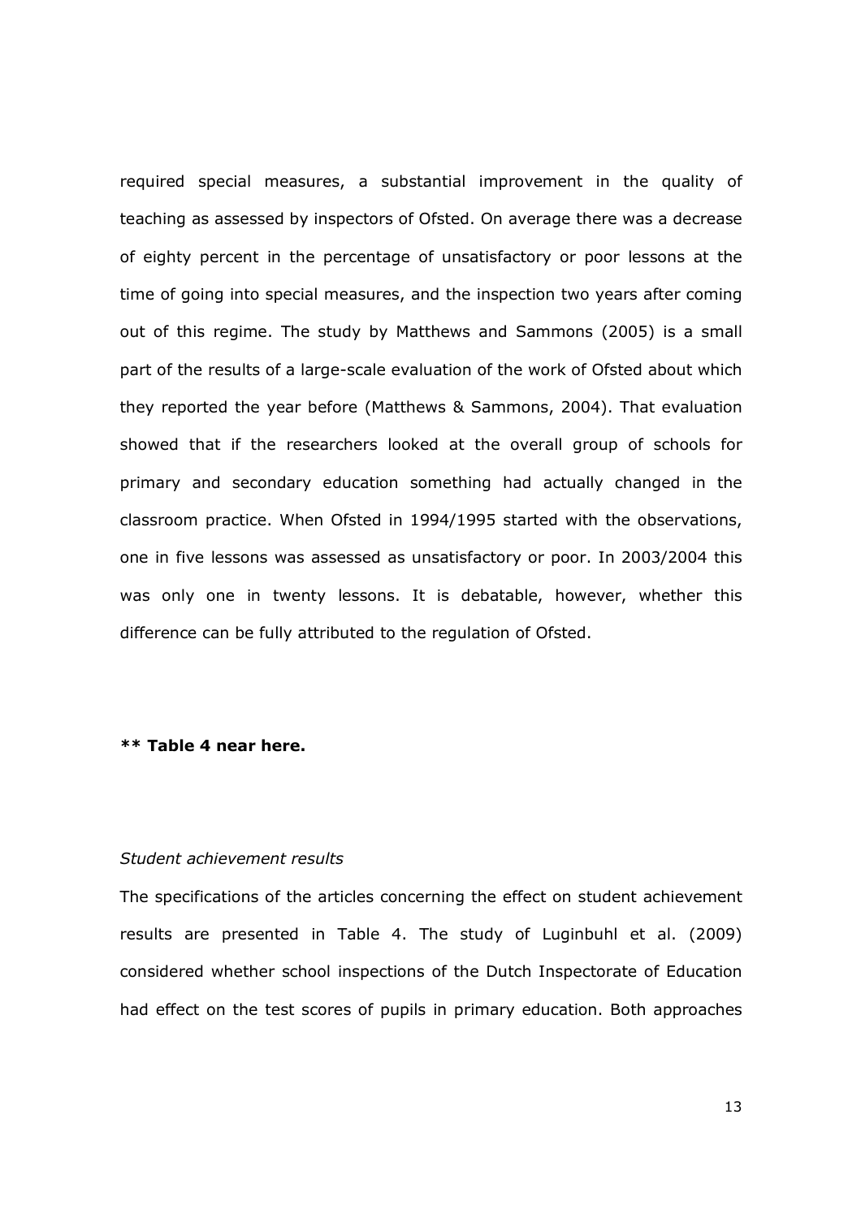required special measures, a substantial improvement in the quality of teaching as assessed by inspectors of Ofsted. On average there was a decrease of eighty percent in the percentage of unsatisfactory or poor lessons at the time of going into special measures, and the inspection two years after coming out of this regime. The study by Matthews and Sammons (2005) is a small part of the results of a large-scale evaluation of the work of Ofsted about which they reported the year before (Matthews & Sammons, 2004). That evaluation showed that if the researchers looked at the overall group of schools for primary and secondary education something had actually changed in the classroom practice. When Ofsted in 1994/1995 started with the observations, one in five lessons was assessed as unsatisfactory or poor. In 2003/2004 this was only one in twenty lessons. It is debatable, however, whether this difference can be fully attributed to the regulation of Ofsted.

**** Table 4 near here.**

*Student achievement results*

The specifications of the articles concerning the effect on student achievement results are presented in Table 4. The study of Luginbuhl et al. (2009) considered whether school inspections of the Dutch Inspectorate of Education had effect on the test scores of pupils in primary education. Both approaches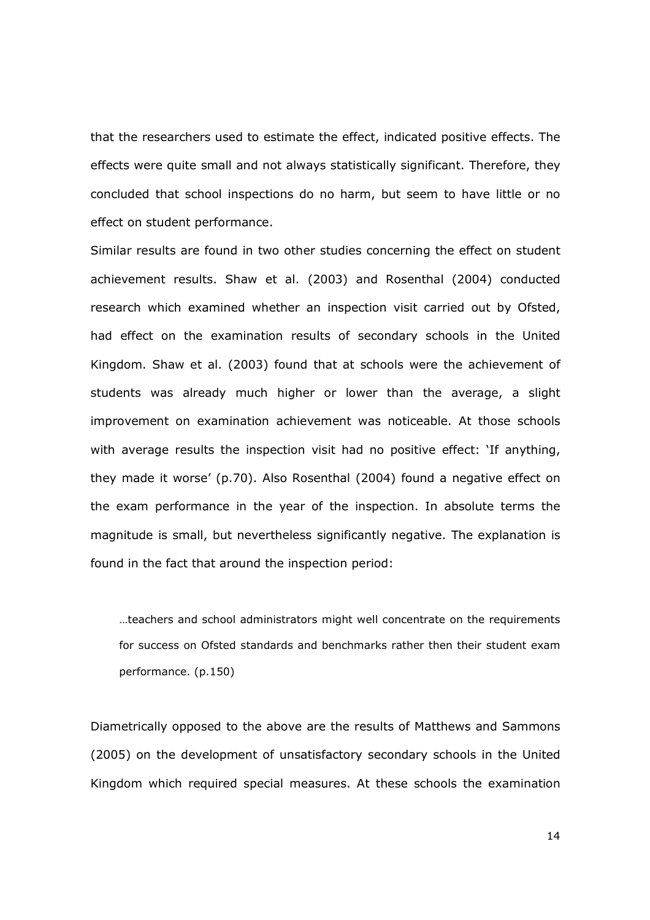that the researchers used to estimate the effect, indicated positive effects. The effects were quite small and not always statistically significant. Therefore, they concluded that school inspections do no harm, but seem to have little or no effect on student performance.

Similar results are found in two other studies concerning the effect on student achievement results. Shaw et al. (2003) and Rosenthal (2004) conducted research which examined whether an inspection visit carried out by Ofsted, had effect on the examination results of secondary schools in the United Kingdom. Shaw et al. (2003) found that at schools were the achievement of students was already much higher or lower than the average, a slight improvement on examination achievement was noticeable. At those schools with average results the inspection visit had no positive effect: 'If anything, they made it worse' (p.70). Also Rosenthal (2004) found a negative effect on the exam performance in the year of the inspection. In absolute terms the magnitude is small, but nevertheless significantly negative. The explanation is found in the fact that around the inspection period:

> …teachers and school administrators might well concentrate on the requirements for success on Ofsted standards and benchmarks rather then their student exam performance. (p.150)

Diametrically opposed to the above are the results of Matthews and Sammons (2005) on the development of unsatisfactory secondary schools in the United Kingdom which required special measures. At these schools the examination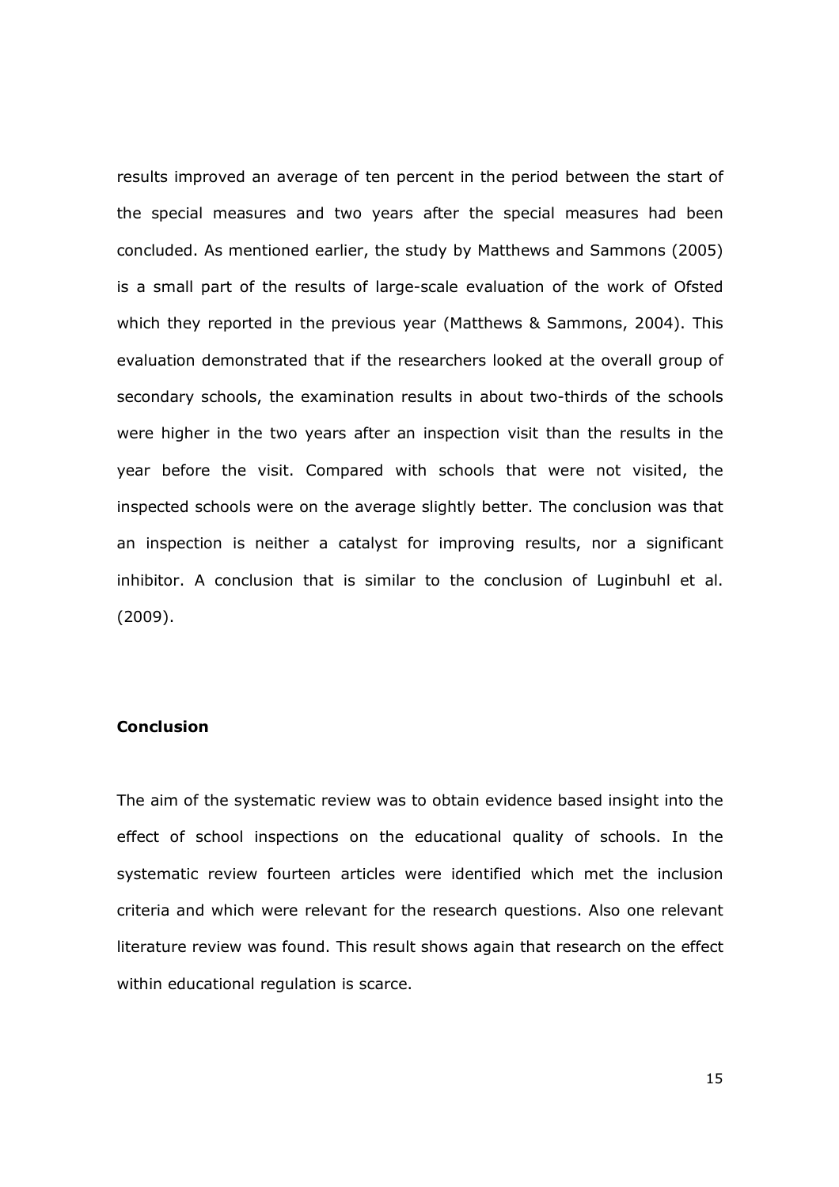results improved an average of ten percent in the period between the start of the special measures and two years after the special measures had been concluded. As mentioned earlier, the study by Matthews and Sammons (2005) is a small part of the results of large-scale evaluation of the work of Ofsted which they reported in the previous year (Matthews & Sammons, 2004). This evaluation demonstrated that if the researchers looked at the overall group of secondary schools, the examination results in about two-thirds of the schools were higher in the two years after an inspection visit than the results in the year before the visit. Compared with schools that were not visited, the inspected schools were on the average slightly better. The conclusion was that an inspection is neither a catalyst for improving results, nor a significant inhibitor. A conclusion that is similar to the conclusion of Luginbuhl et al. (2009).

## Conclusion

The aim of the systematic review was to obtain evidence based insight into the effect of school inspections on the educational quality of schools. In the systematic review fourteen articles were identified which met the inclusion criteria and which were relevant for the research questions. Also one relevant literature review was found. This result shows again that research on the effect within educational regulation is scarce.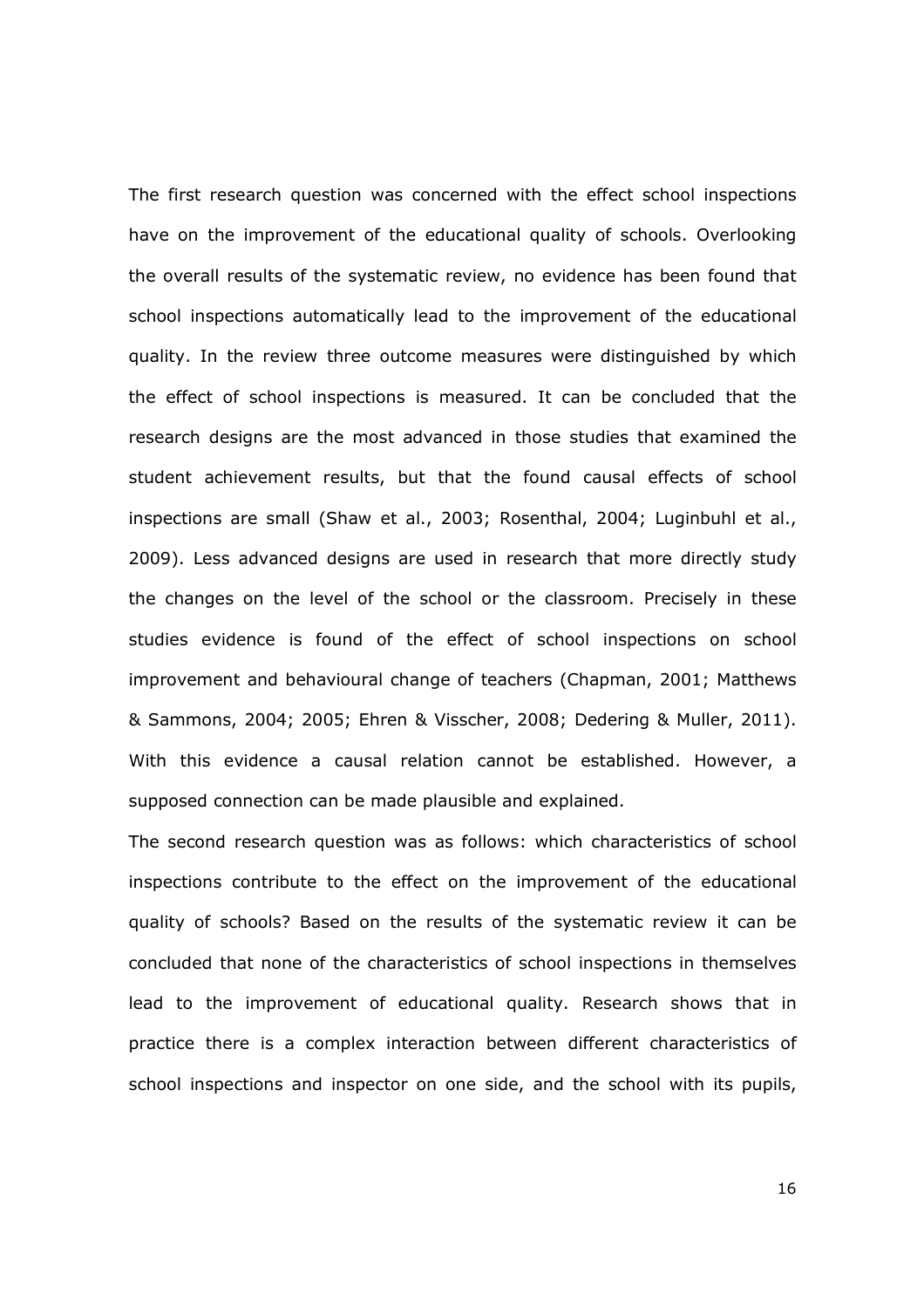The first research question was concerned with the effect school inspections have on the improvement of the educational quality of schools. Overlooking the overall results of the systematic review, no evidence has been found that school inspections automatically lead to the improvement of the educational quality. In the review three outcome measures were distinguished by which the effect of school inspections is measured. It can be concluded that the research designs are the most advanced in those studies that examined the student achievement results, but that the found causal effects of school inspections are small (Shaw et al., 2003; Rosenthal, 2004; Luginbuhl et al., 2009). Less advanced designs are used in research that more directly study the changes on the level of the school or the classroom. Precisely in these studies evidence is found of the effect of school inspections on school improvement and behavioural change of teachers (Chapman, 2001; Matthews & Sammons, 2004; 2005; Ehren & Visscher, 2008; Dedering & Muller, 2011). With this evidence a causal relation cannot be established. However, a supposed connection can be made plausible and explained.

The second research question was as follows: which characteristics of school inspections contribute to the effect on the improvement of the educational quality of schools? Based on the results of the systematic review it can be concluded that none of the characteristics of school inspections in themselves lead to the improvement of educational quality. Research shows that in practice there is a complex interaction between different characteristics of school inspections and inspector on one side, and the school with its pupils,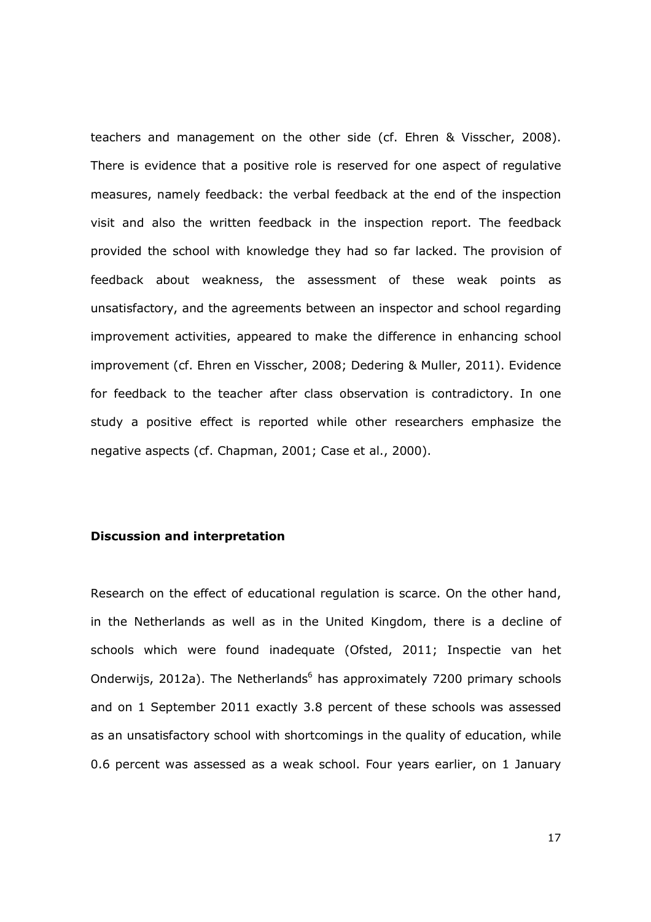teachers and management on the other side (cf. Ehren & Visscher, 2008). There is evidence that a positive role is reserved for one aspect of regulative measures, namely feedback: the verbal feedback at the end of the inspection visit and also the written feedback in the inspection report. The feedback provided the school with knowledge they had so far lacked. The provision of feedback about weakness, the assessment of these weak points as unsatisfactory, and the agreements between an inspector and school regarding improvement activities, appeared to make the difference in enhancing school improvement (cf. Ehren en Visscher, 2008; Dedering & Muller, 2011). Evidence for feedback to the teacher after class observation is contradictory. In one study a positive effect is reported while other researchers emphasize the negative aspects (cf. Chapman, 2001; Case et al., 2000).

## Discussion and interpretation

Research on the effect of educational regulation is scarce. On the other hand, in the Netherlands as well as in the United Kingdom, there is a decline of schools which were found inadequate (Ofsted, 2011; Inspectie van het Onderwijs, 2012a). The Netherlands[6] has approximately 7200 primary schools and on 1 September 2011 exactly 3.8 percent of these schools was assessed as an unsatisfactory school with shortcomings in the quality of education, while 0.6 percent was assessed as a weak school. Four years earlier, on 1 January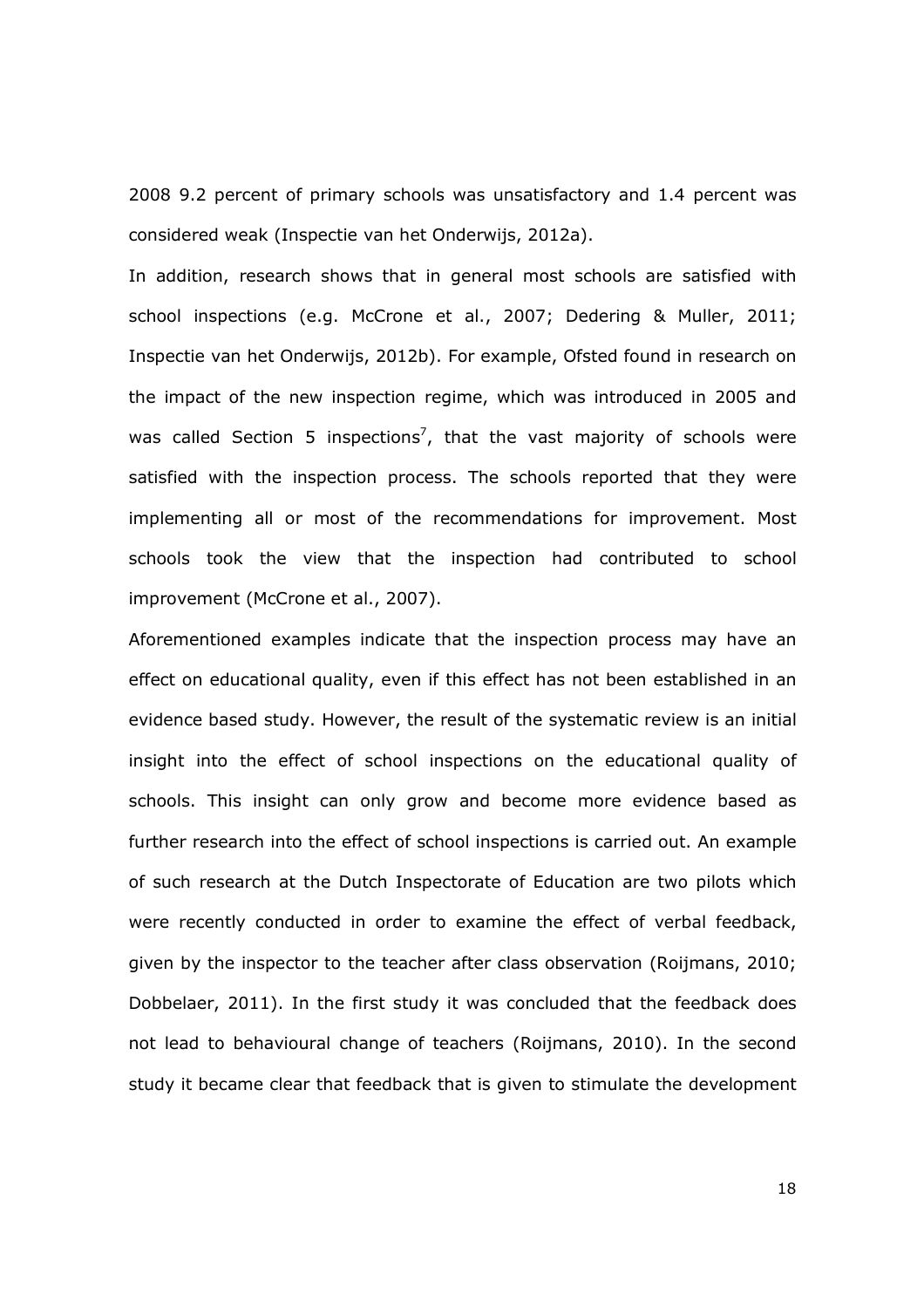2008 9.2 percent of primary schools was unsatisfactory and 1.4 percent was considered weak (Inspectie van het Onderwijs, 2012a).

In addition, research shows that in general most schools are satisfied with school inspections (e.g. McCrone et al., 2007; Dedering & Muller, 2011; Inspectie van het Onderwijs, 2012b). For example, Ofsted found in research on the impact of the new inspection regime, which was introduced in 2005 and was called Section 5 inspections[7], that the vast majority of schools were satisfied with the inspection process. The schools reported that they were implementing all or most of the recommendations for improvement. Most schools took the view that the inspection had contributed to school improvement (McCrone et al., 2007).

Aforementioned examples indicate that the inspection process may have an effect on educational quality, even if this effect has not been established in an evidence based study. However, the result of the systematic review is an initial insight into the effect of school inspections on the educational quality of schools. This insight can only grow and become more evidence based as further research into the effect of school inspections is carried out. An example of such research at the Dutch Inspectorate of Education are two pilots which were recently conducted in order to examine the effect of verbal feedback, given by the inspector to the teacher after class observation (Roijmans, 2010; Dobbelaer, 2011). In the first study it was concluded that the feedback does not lead to behavioural change of teachers (Roijmans, 2010). In the second study it became clear that feedback that is given to stimulate the development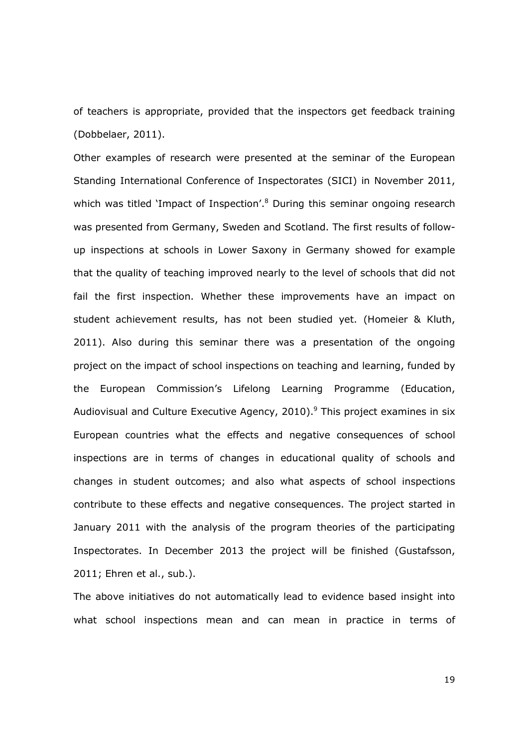of teachers is appropriate, provided that the inspectors get feedback training (Dobbelaer, 2011).

Other examples of research were presented at the seminar of the European Standing International Conference of Inspectorates (SICI) in November 2011, which was titled 'Impact of Inspection'.[8] During this seminar ongoing research was presented from Germany, Sweden and Scotland. The first results of follow-up inspections at schools in Lower Saxony in Germany showed for example that the quality of teaching improved nearly to the level of schools that did not fail the first inspection. Whether these improvements have an impact on student achievement results, has not been studied yet. (Homeier & Kluth, 2011). Also during this seminar there was a presentation of the ongoing project on the impact of school inspections on teaching and learning, funded by the European Commission's Lifelong Learning Programme (Education, Audiovisual and Culture Executive Agency, 2010).[9] This project examines in six European countries what the effects and negative consequences of school inspections are in terms of changes in educational quality of schools and changes in student outcomes; and also what aspects of school inspections contribute to these effects and negative consequences. The project started in January 2011 with the analysis of the program theories of the participating Inspectorates. In December 2013 the project will be finished (Gustafsson, 2011; Ehren et al., sub.).

The above initiatives do not automatically lead to evidence based insight into what school inspections mean and can mean in practice in terms of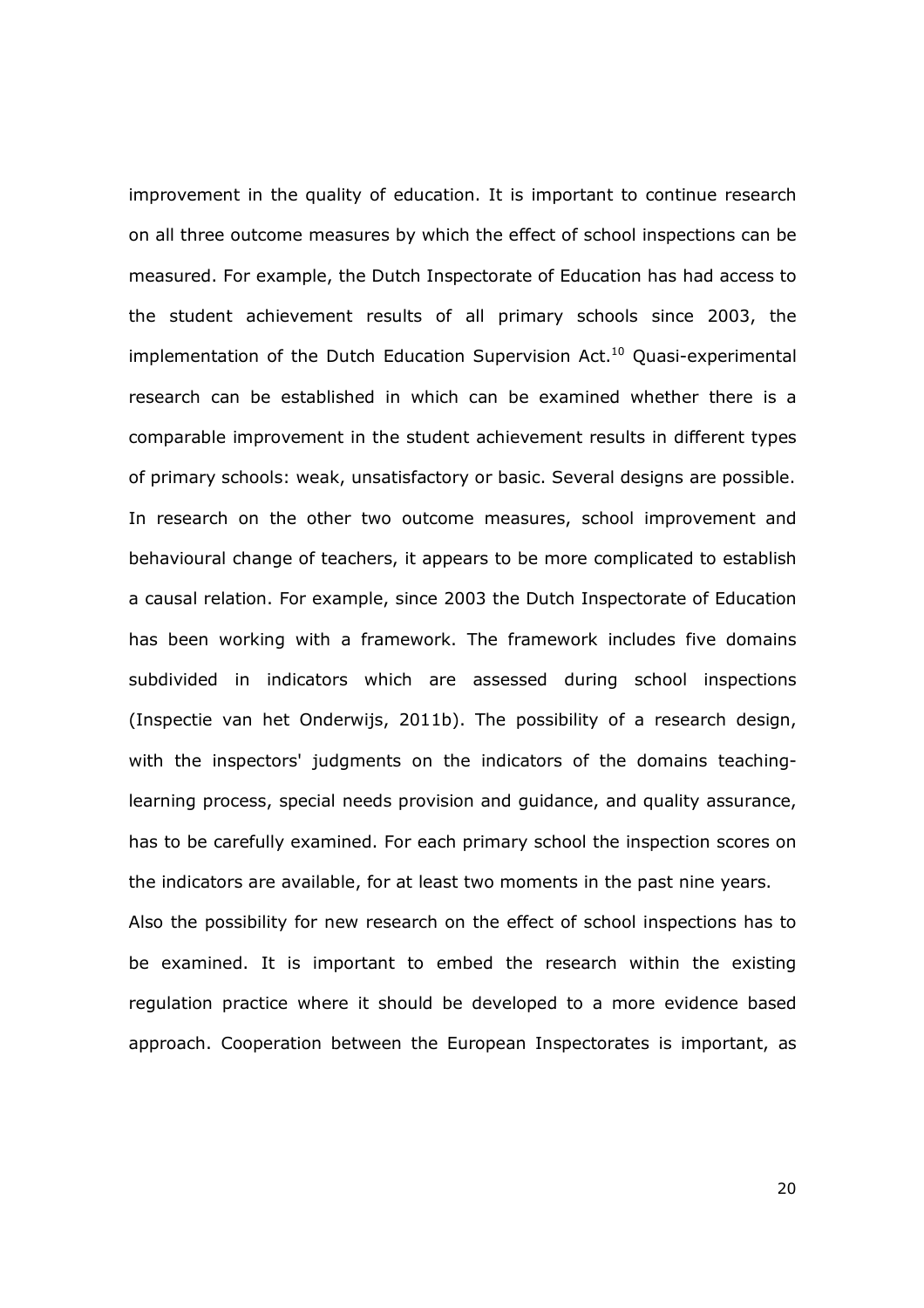improvement in the quality of education. It is important to continue research on all three outcome measures by which the effect of school inspections can be measured. For example, the Dutch Inspectorate of Education has had access to the student achievement results of all primary schools since 2003, the implementation of the Dutch Education Supervision Act.[10] Quasi-experimental research can be established in which can be examined whether there is a comparable improvement in the student achievement results in different types of primary schools: weak, unsatisfactory or basic. Several designs are possible. In research on the other two outcome measures, school improvement and behavioural change of teachers, it appears to be more complicated to establish a causal relation. For example, since 2003 the Dutch Inspectorate of Education has been working with a framework. The framework includes five domains subdivided in indicators which are assessed during school inspections (Inspectie van het Onderwijs, 2011b). The possibility of a research design, with the inspectors' judgments on the indicators of the domains teaching-learning process, special needs provision and guidance, and quality assurance, has to be carefully examined. For each primary school the inspection scores on the indicators are available, for at least two moments in the past nine years.

Also the possibility for new research on the effect of school inspections has to be examined. It is important to embed the research within the existing regulation practice where it should be developed to a more evidence based approach. Cooperation between the European Inspectorates is important, as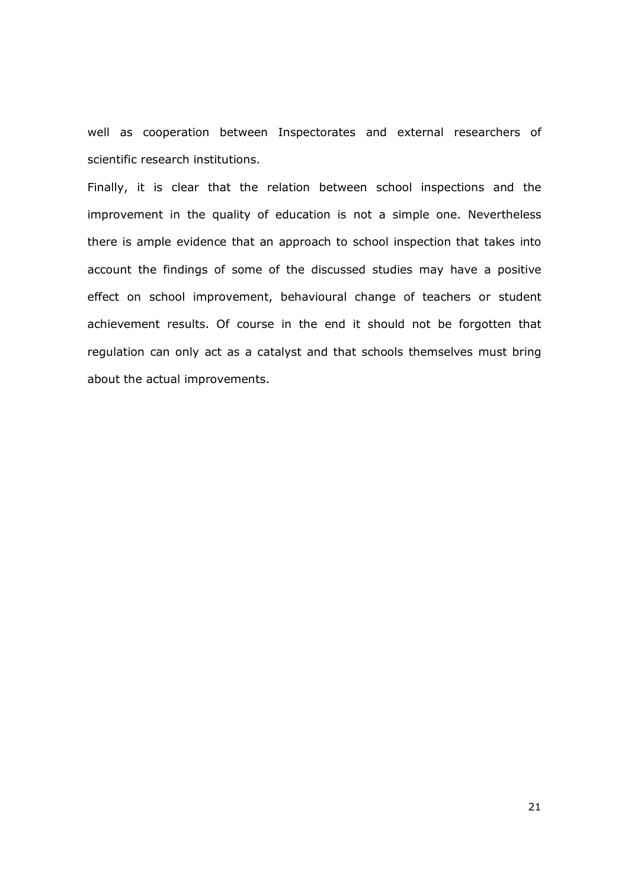well as cooperation between Inspectorates and external researchers of scientific research institutions.

Finally, it is clear that the relation between school inspections and the improvement in the quality of education is not a simple one. Nevertheless there is ample evidence that an approach to school inspection that takes into account the findings of some of the discussed studies may have a positive effect on school improvement, behavioural change of teachers or student achievement results. Of course in the end it should not be forgotten that regulation can only act as a catalyst and that schools themselves must bring about the actual improvements.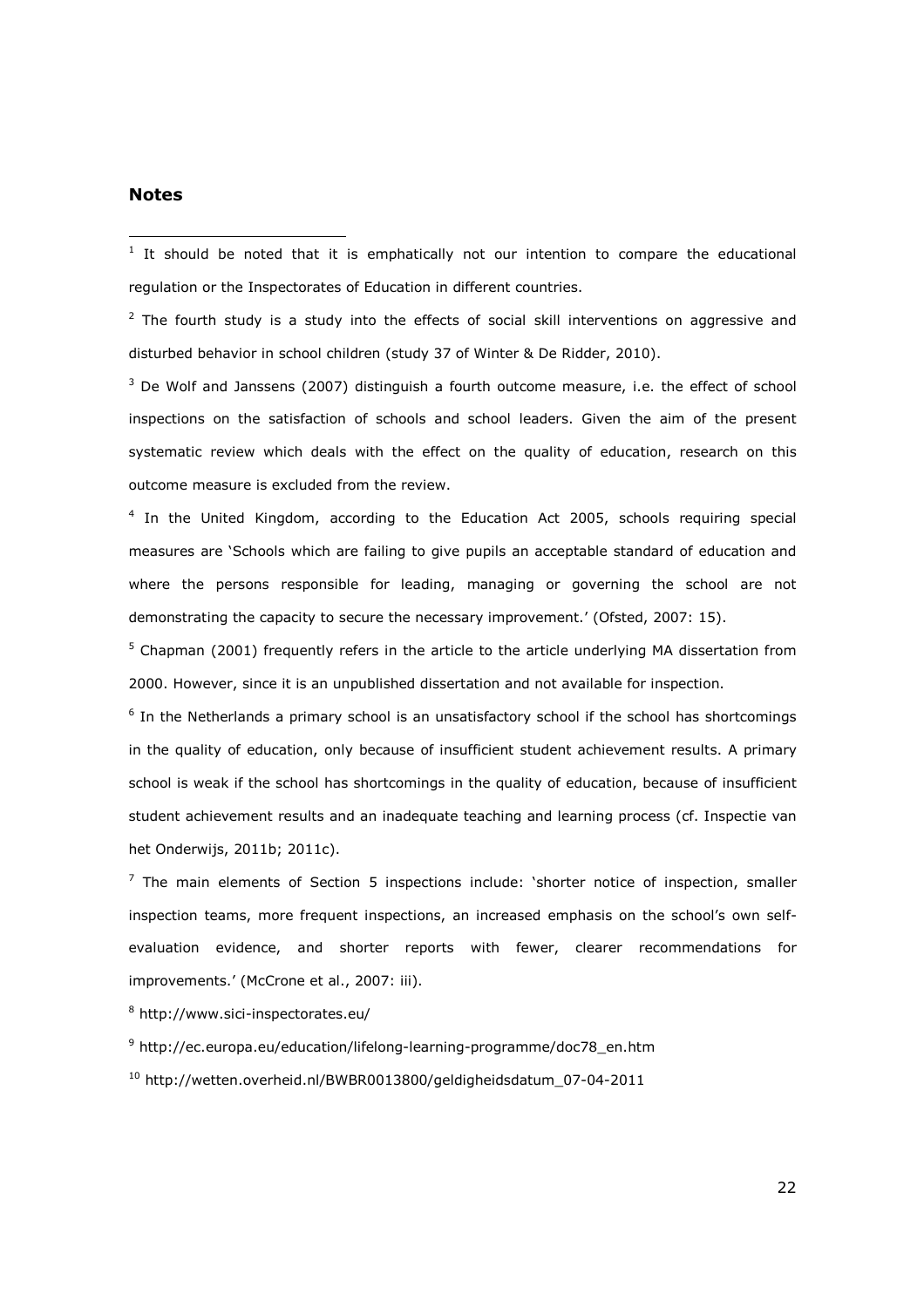## Notes

[1] It should be noted that it is emphatically not our intention to compare the educational regulation or the Inspectorates of Education in different countries.

[2] The fourth study is a study into the effects of social skill interventions on aggressive and disturbed behavior in school children (study 37 of Winter & De Ridder, 2010).

[3] De Wolf and Janssens (2007) distinguish a fourth outcome measure, i.e. the effect of school inspections on the satisfaction of schools and school leaders. Given the aim of the present systematic review which deals with the effect on the quality of education, research on this outcome measure is excluded from the review.

[4] In the United Kingdom, according to the Education Act 2005, schools requiring special measures are 'Schools which are failing to give pupils an acceptable standard of education and where the persons responsible for leading, managing or governing the school are not demonstrating the capacity to secure the necessary improvement.' (Ofsted, 2007: 15).

[5] Chapman (2001) frequently refers in the article to the article underlying MA dissertation from 2000. However, since it is an unpublished dissertation and not available for inspection.

[6] In the Netherlands a primary school is an unsatisfactory school if the school has shortcomings in the quality of education, only because of insufficient student achievement results. A primary school is weak if the school has shortcomings in the quality of education, because of insufficient student achievement results and an inadequate teaching and learning process (cf. Inspectie van het Onderwijs, 2011b; 2011c).

[7] The main elements of Section 5 inspections include: 'shorter notice of inspection, smaller inspection teams, more frequent inspections, an increased emphasis on the school's own self-evaluation evidence, and shorter reports with fewer, clearer recommendations for improvements.' (McCrone et al., 2007: iii).

[8] http://www.sici-inspectorates.eu/

[9] http://ec.europa.eu/education/lifelong-learning-programme/doc78_en.htm

[10] http://wetten.overheid.nl/BWBR0013800/geldigheidsdatum_07-04-2011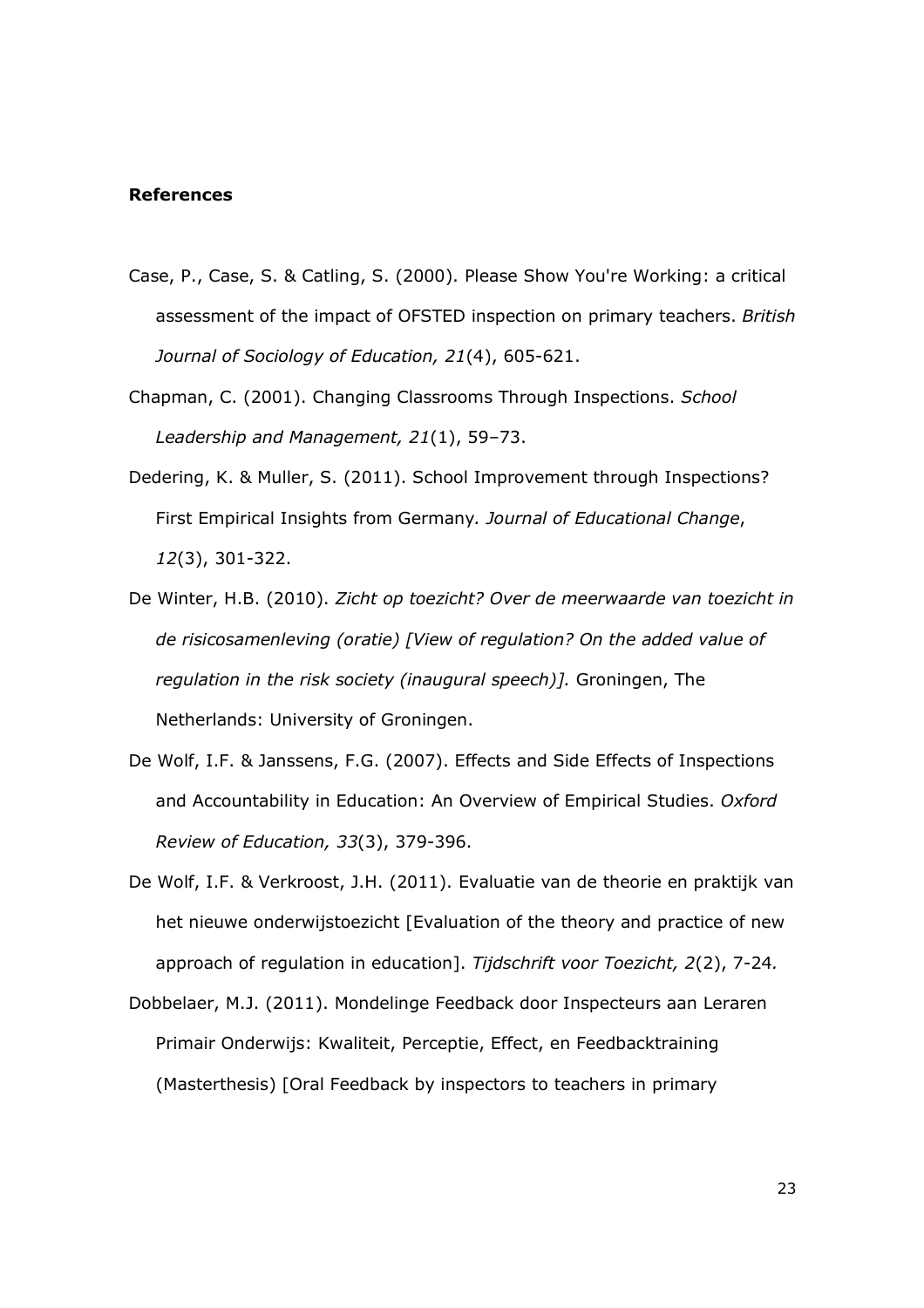**References**

Case, P., Case, S. & Catling, S. (2000). Please Show You're Working: a critical assessment of the impact of OFSTED inspection on primary teachers. *British Journal of Sociology of Education, 21*(4), 605-621.

Chapman, C. (2001). Changing Classrooms Through Inspections. *School Leadership and Management, 21*(1), 59–73.

Dedering, K. & Muller, S. (2011). School Improvement through Inspections? First Empirical Insights from Germany*. Journal of Educational Change*, *12*(3), 301-322.

De Winter, H.B. (2010). *Zicht op toezicht? Over de meerwaarde van toezicht in de risicosamenleving (oratie) [View of regulation? On the added value of regulation in the risk society (inaugural speech)].* Groningen, The Netherlands: University of Groningen.

De Wolf, I.F. & Janssens, F.G. (2007). Effects and Side Effects of Inspections and Accountability in Education: An Overview of Empirical Studies. *Oxford Review of Education, 33*(3), 379-396.

De Wolf, I.F. & Verkroost, J.H. (2011). Evaluatie van de theorie en praktijk van het nieuwe onderwijstoezicht [Evaluation of the theory and practice of new approach of regulation in education]. *Tijdschrift voor Toezicht, 2*(2), 7-24*.*

Dobbelaer, M.J. (2011). Mondelinge Feedback door Inspecteurs aan Leraren Primair Onderwijs: Kwaliteit, Perceptie, Effect, en Feedbacktraining (Masterthesis) [Oral Feedback by inspectors to teachers in primary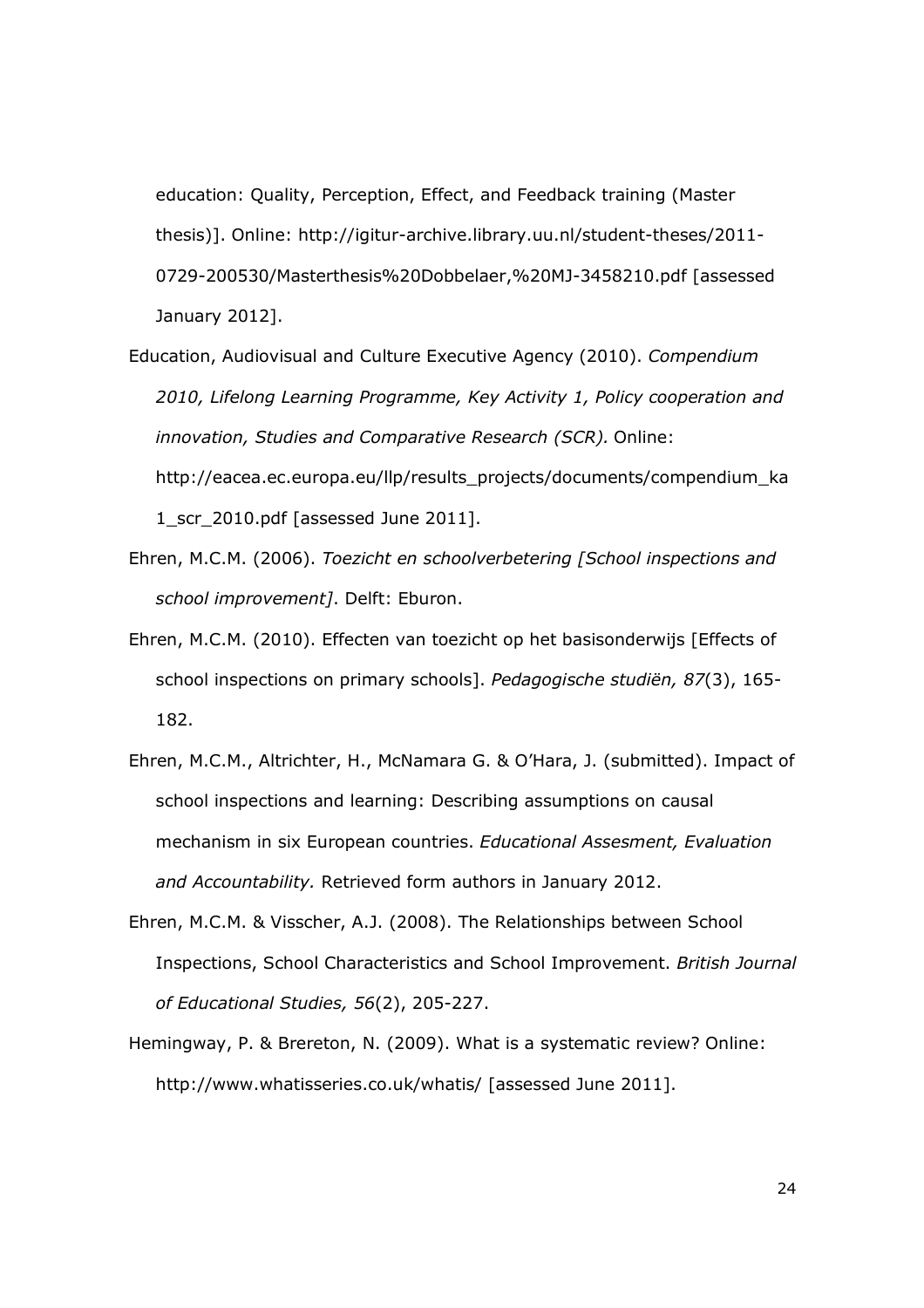education: Quality, Perception, Effect, and Feedback training (Master thesis)]. Online: http://igitur-archive.library.uu.nl/student-theses/2011-0729-200530/Masterthesis%20Dobbelaer,%20MJ-3458210.pdf [assessed January 2012].

Education, Audiovisual and Culture Executive Agency (2010). *Compendium 2010, Lifelong Learning Programme, Key Activity 1, Policy cooperation and innovation, Studies and Comparative Research (SCR).* Online: http://eacea.ec.europa.eu/llp/results_projects/documents/compendium_ka1_scr_2010.pdf [assessed June 2011].

Ehren, M.C.M. (2006). *Toezicht en schoolverbetering [School inspections and school improvement]*. Delft: Eburon.

Ehren, M.C.M. (2010). Effecten van toezicht op het basisonderwijs [Effects of school inspections on primary schools]. *Pedagogische studiën, 87*(3), 165-182.

Ehren, M.C.M., Altrichter, H., McNamara G. & O'Hara, J. (submitted). Impact of school inspections and learning: Describing assumptions on causal mechanism in six European countries. *Educational Assesment, Evaluation and Accountability.* Retrieved form authors in January 2012.

Ehren, M.C.M. & Visscher, A.J. (2008). The Relationships between School Inspections, School Characteristics and School Improvement. *British Journal of Educational Studies, 56*(2), 205-227.

Hemingway, P. & Brereton, N. (2009). What is a systematic review? Online: http://www.whatisseries.co.uk/whatis/ [assessed June 2011].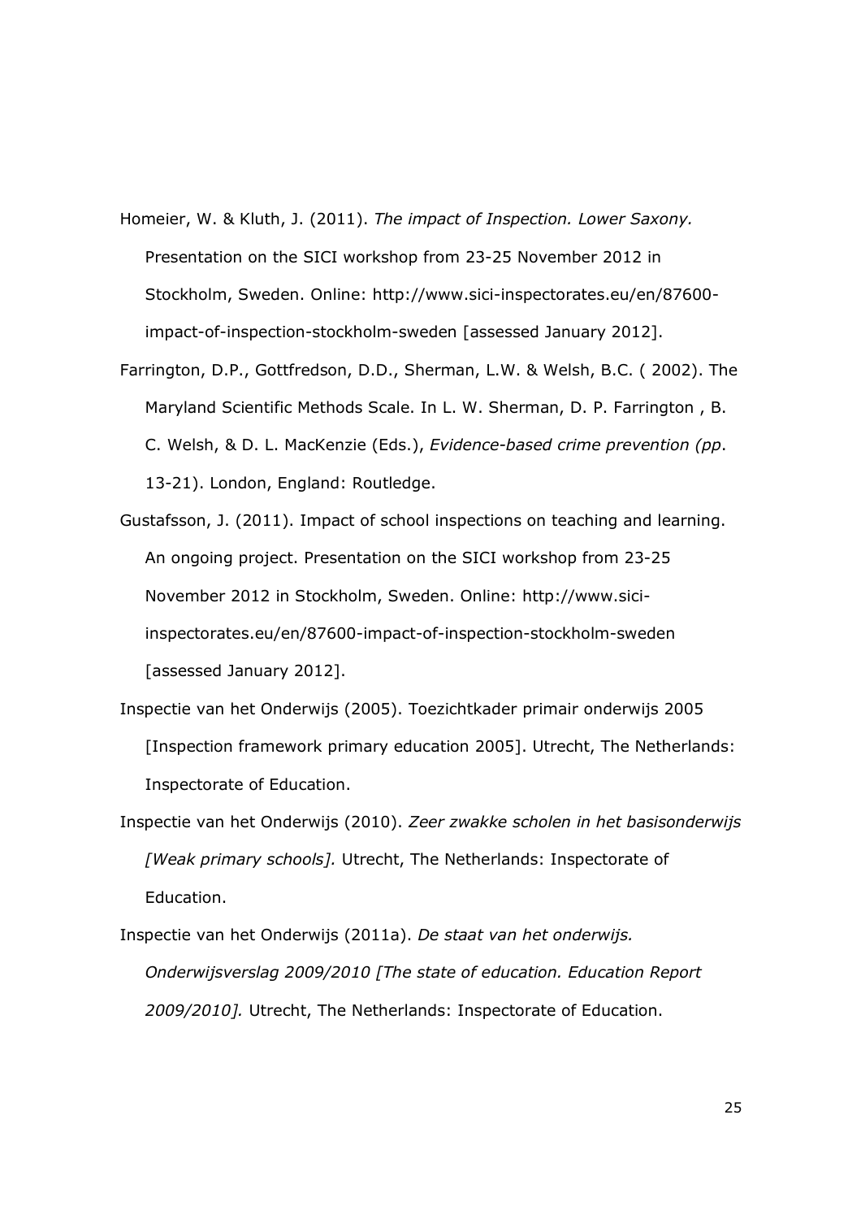Homeier, W. & Kluth, J. (2011). *The impact of Inspection. Lower Saxony.* Presentation on the SICI workshop from 23-25 November 2012 in Stockholm, Sweden. Online: http://www.sici-inspectorates.eu/en/87600-impact-of-inspection-stockholm-sweden [assessed January 2012].

Farrington, D.P., Gottfredson, D.D., Sherman, L.W. & Welsh, B.C. ( 2002). The Maryland Scientific Methods Scale. In L. W. Sherman, D. P. Farrington , B. C. Welsh, & D. L. MacKenzie (Eds.), *Evidence-based crime prevention (pp*. 13-21). London, England: Routledge.

Gustafsson, J. (2011). Impact of school inspections on teaching and learning. An ongoing project. Presentation on the SICI workshop from 23-25 November 2012 in Stockholm, Sweden. Online: http://www.sici-inspectorates.eu/en/87600-impact-of-inspection-stockholm-sweden [assessed January 2012].

Inspectie van het Onderwijs (2005). Toezichtkader primair onderwijs 2005 [Inspection framework primary education 2005]. Utrecht, The Netherlands: Inspectorate of Education.

Inspectie van het Onderwijs (2010). *Zeer zwakke scholen in het basisonderwijs [Weak primary schools].* Utrecht, The Netherlands: Inspectorate of Education.

Inspectie van het Onderwijs (2011a). *De staat van het onderwijs. Onderwijsverslag 2009/2010 [The state of education. Education Report 2009/2010].* Utrecht, The Netherlands: Inspectorate of Education.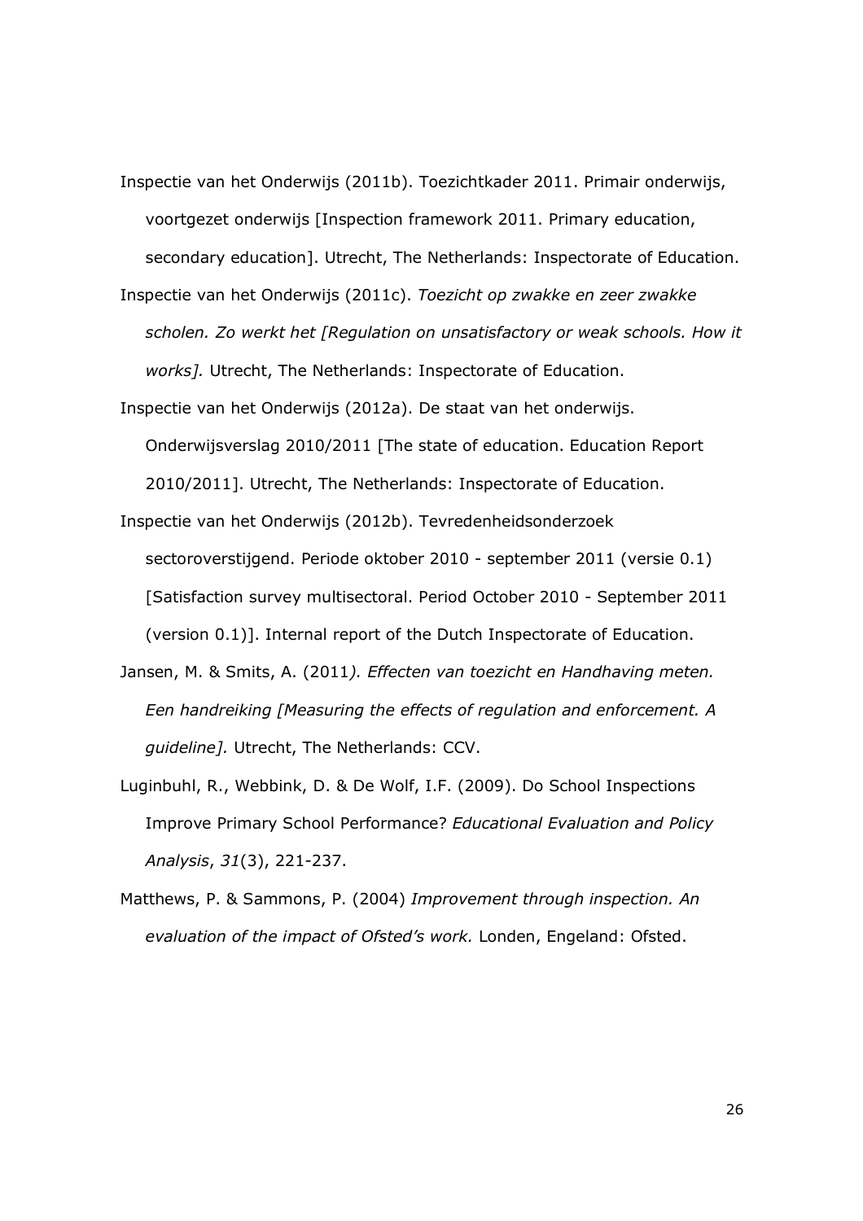Inspectie van het Onderwijs (2011b). Toezichtkader 2011. Primair onderwijs, voortgezet onderwijs [Inspection framework 2011. Primary education, secondary education]. Utrecht, The Netherlands: Inspectorate of Education.

Inspectie van het Onderwijs (2011c). *Toezicht op zwakke en zeer zwakke scholen. Zo werkt het [Regulation on unsatisfactory or weak schools. How it works].* Utrecht, The Netherlands: Inspectorate of Education.

Inspectie van het Onderwijs (2012a). De staat van het onderwijs. Onderwijsverslag 2010/2011 [The state of education. Education Report 2010/2011]. Utrecht, The Netherlands: Inspectorate of Education.

Inspectie van het Onderwijs (2012b). Tevredenheidsonderzoek sectoroverstijgend. Periode oktober 2010 - september 2011 (versie 0.1) [Satisfaction survey multisectoral. Period October 2010 - September 2011 (version 0.1)]. Internal report of the Dutch Inspectorate of Education.

Jansen, M. & Smits, A. (2011*). Effecten van toezicht en Handhaving meten. Een handreiking [Measuring the effects of regulation and enforcement. A guideline].* Utrecht, The Netherlands: CCV.

Luginbuhl, R., Webbink, D. & De Wolf, I.F. (2009). Do School Inspections Improve Primary School Performance? *Educational Evaluation and Policy Analysis*, *31*(3), 221-237.

Matthews, P. & Sammons, P. (2004) *Improvement through inspection. An evaluation of the impact of Ofsted's work.* Londen, Engeland: Ofsted.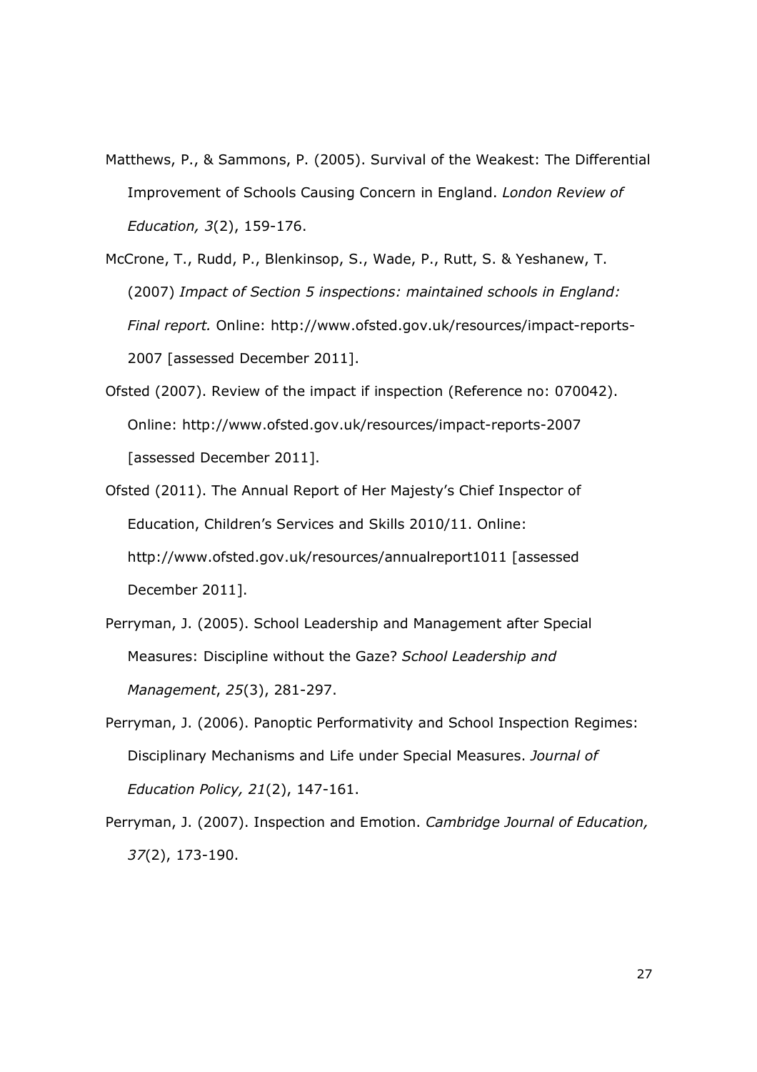Matthews, P., & Sammons, P. (2005). Survival of the Weakest: The Differential Improvement of Schools Causing Concern in England. *London Review of Education, 3*(2), 159-176.

McCrone, T., Rudd, P., Blenkinsop, S., Wade, P., Rutt, S. & Yeshanew, T. (2007) *Impact of Section 5 inspections: maintained schools in England: Final report.* Online: http://www.ofsted.gov.uk/resources/impact-reports-2007 [assessed December 2011].

Ofsted (2007). Review of the impact if inspection (Reference no: 070042). Online: http://www.ofsted.gov.uk/resources/impact-reports-2007 [assessed December 2011].

Ofsted (2011). The Annual Report of Her Majesty's Chief Inspector of Education, Children's Services and Skills 2010/11. Online: http://www.ofsted.gov.uk/resources/annualreport1011 [assessed December 2011].

Perryman, J. (2005). School Leadership and Management after Special Measures: Discipline without the Gaze? *School Leadership and Management*, *25*(3), 281-297.

Perryman, J. (2006). Panoptic Performativity and School Inspection Regimes: Disciplinary Mechanisms and Life under Special Measures. *Journal of Education Policy, 21*(2), 147-161.

Perryman, J. (2007). Inspection and Emotion. *Cambridge Journal of Education, 37*(2), 173-190.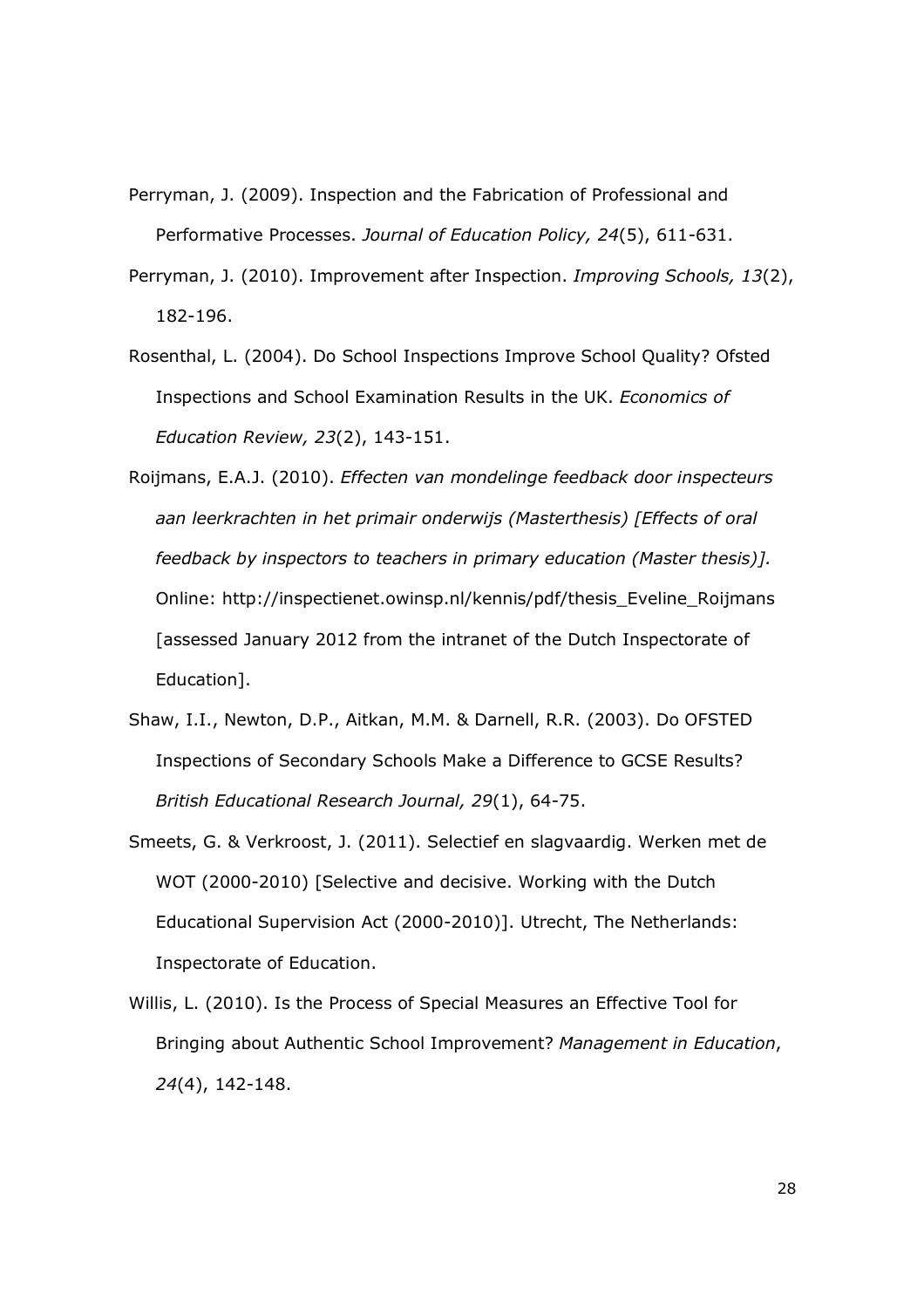Perryman, J. (2009). Inspection and the Fabrication of Professional and Performative Processes. *Journal of Education Policy, 24*(5), 611-631.

Perryman, J. (2010). Improvement after Inspection. *Improving Schools, 13*(2), 182-196.

Rosenthal, L. (2004). Do School Inspections Improve School Quality? Ofsted Inspections and School Examination Results in the UK. *Economics of Education Review, 23*(2), 143-151.

Roijmans, E.A.J. (2010). *Effecten van mondelinge feedback door inspecteurs aan leerkrachten in het primair onderwijs (Masterthesis) [Effects of oral feedback by inspectors to teachers in primary education (Master thesis)].* Online: http://inspectienet.owinsp.nl/kennis/pdf/thesis_Eveline_Roijmans [assessed January 2012 from the intranet of the Dutch Inspectorate of Education].

Shaw, I.I., Newton, D.P., Aitkan, M.M. & Darnell, R.R. (2003). Do OFSTED Inspections of Secondary Schools Make a Difference to GCSE Results? *British Educational Research Journal, 29*(1), 64-75.

Smeets, G. & Verkroost, J. (2011). Selectief en slagvaardig. Werken met de WOT (2000-2010) [Selective and decisive. Working with the Dutch Educational Supervision Act (2000-2010)]. Utrecht, The Netherlands: Inspectorate of Education.

Willis, L. (2010). Is the Process of Special Measures an Effective Tool for Bringing about Authentic School Improvement? *Management in Education*, *24*(4), 142-148.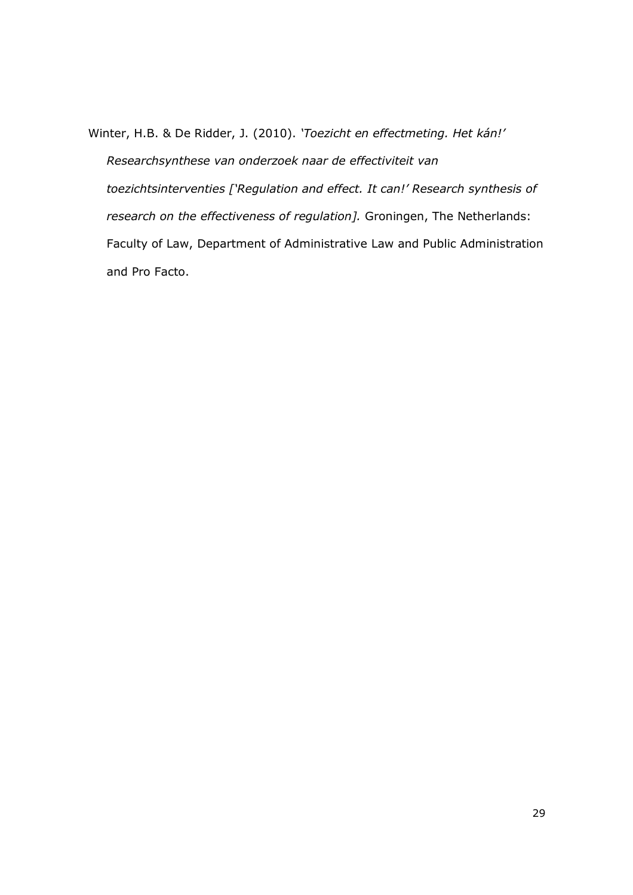Winter, H.B. & De Ridder, J. (2010). *'Toezicht en effectmeting. Het kán!' Researchsynthese van onderzoek naar de effectiviteit van toezichtsinterventies ['Regulation and effect. It can!' Research synthesis of research on the effectiveness of regulation].* Groningen, The Netherlands: Faculty of Law, Department of Administrative Law and Public Administration and Pro Facto.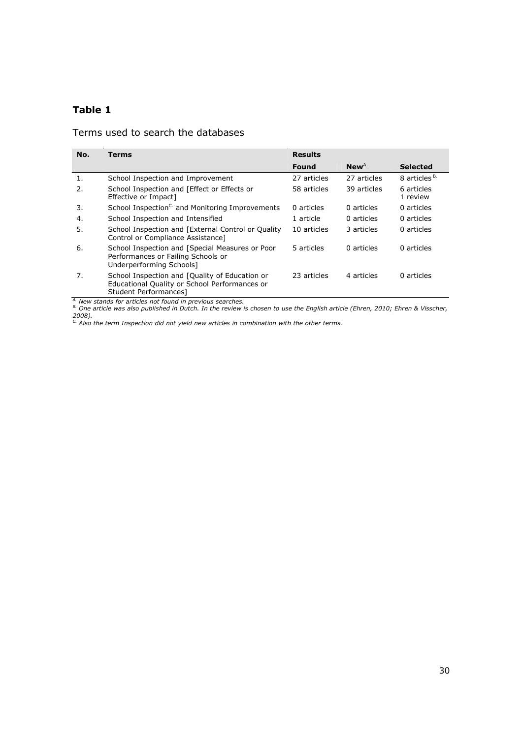**Table 1**

Terms used to search the databases

| No. | Terms | Results | | |
|---|---|---|---|---|
| | | **Found** | **New**[A.] | **Selected** |
| 1. | School Inspection and Improvement | 27 articles | 27 articles | 8 articles [B.] |
| 2. | School Inspection and [Effect or Effects or Effective or Impact] | 58 articles | 39 articles | 6 articles 1 review |
| 3. | School Inspection[C.] and Monitoring Improvements | 0 articles | 0 articles | 0 articles |
| 4. | School Inspection and Intensified | 1 article | 0 articles | 0 articles |
| 5. | School Inspection and [External Control or Quality Control or Compliance Assistance] | 10 articles | 3 articles | 0 articles |
| 6. | School Inspection and [Special Measures or Poor Performances or Failing Schools or Underperforming Schools] | 5 articles | 0 articles | 0 articles |
| 7. | School Inspection and [Quality of Education or Educational Quality or School Performances or Student Performances] | 23 articles | 4 articles | 0 articles |

*[A.] New stands for articles not found in previous searches.*
*[B.] One article was also published in Dutch. In the review is chosen to use the English article (Ehren, 2010; Ehren & Visscher, 2008).*
*[C.] Also the term Inspection did not yield new articles in combination with the other terms.*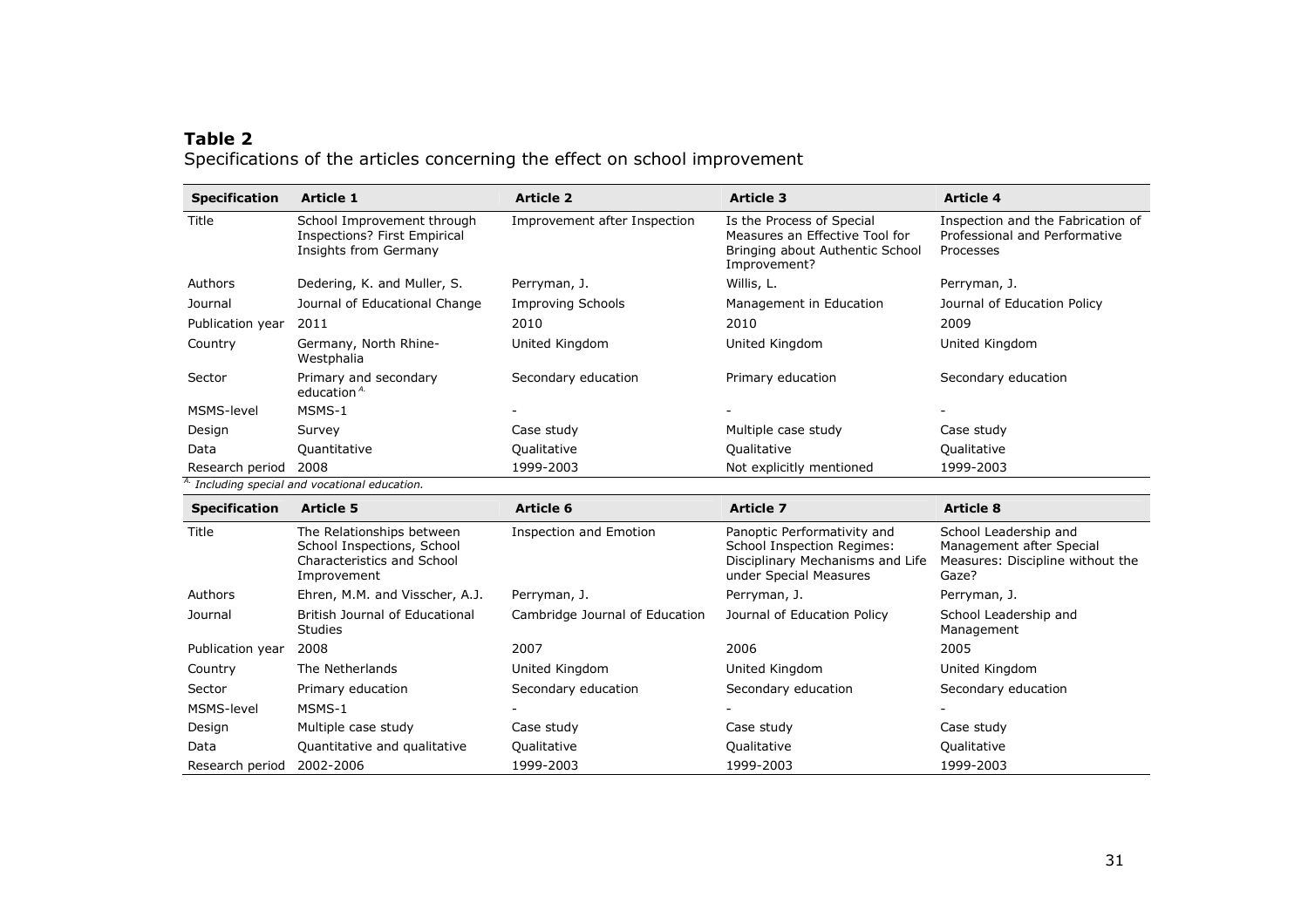**Table 2**
Specifications of the articles concerning the effect on school improvement

| Specification | Article 1 | Article 2 | Article 3 | Article 4 |
|---|---|---|---|---|
| Title | School Improvement through Inspections? First Empirical Insights from Germany | Improvement after Inspection | Is the Process of Special Measures an Effective Tool for Bringing about Authentic School Improvement? | Inspection and the Fabrication of Professional and Performative Processes |
| Authors | Dedering, K. and Muller, S. | Perryman, J. | Willis, L. | Perryman, J. |
| Journal | Journal of Educational Change | Improving Schools | Management in Education | Journal of Education Policy |
| Publication year | 2011 | 2010 | 2010 | 2009 |
| Country | Germany, North Rhine-Westphalia | United Kingdom | United Kingdom | United Kingdom |
| Sector | Primary and secondary education [A.] | Secondary education | Primary education | Secondary education |
| MSMS-level | MSMS-1 | - | - | - |
| Design | Survey | Case study | Multiple case study | Case study |
| Data | Quantitative | Qualitative | Qualitative | Qualitative |
| Research period | 2008 | 1999-2003 | Not explicitly mentioned | 1999-2003 |

*[A.] Including special and vocational education.*

| Specification | Article 5 | Article 6 | Article 7 | Article 8 |
|---|---|---|---|---|
| Title | The Relationships between School Inspections, School Characteristics and School Improvement | Inspection and Emotion | Panoptic Performativity and School Inspection Regimes: Disciplinary Mechanisms and Life under Special Measures | School Leadership and Management after Special Measures: Discipline without the Gaze? |
| Authors | Ehren, M.M. and Visscher, A.J. | Perryman, J. | Perryman, J. | Perryman, J. |
| Journal | British Journal of Educational Studies | Cambridge Journal of Education | Journal of Education Policy | School Leadership and Management |
| Publication year | 2008 | 2007 | 2006 | 2005 |
| Country | The Netherlands | United Kingdom | United Kingdom | United Kingdom |
| Sector | Primary education | Secondary education | Secondary education | Secondary education |
| MSMS-level | MSMS-1 | - | - | - |
| Design | Multiple case study | Case study | Case study | Case study |
| Data | Quantitative and qualitative | Qualitative | Qualitative | Qualitative |
| Research period | 2002-2006 | 1999-2003 | 1999-2003 | 1999-2003 |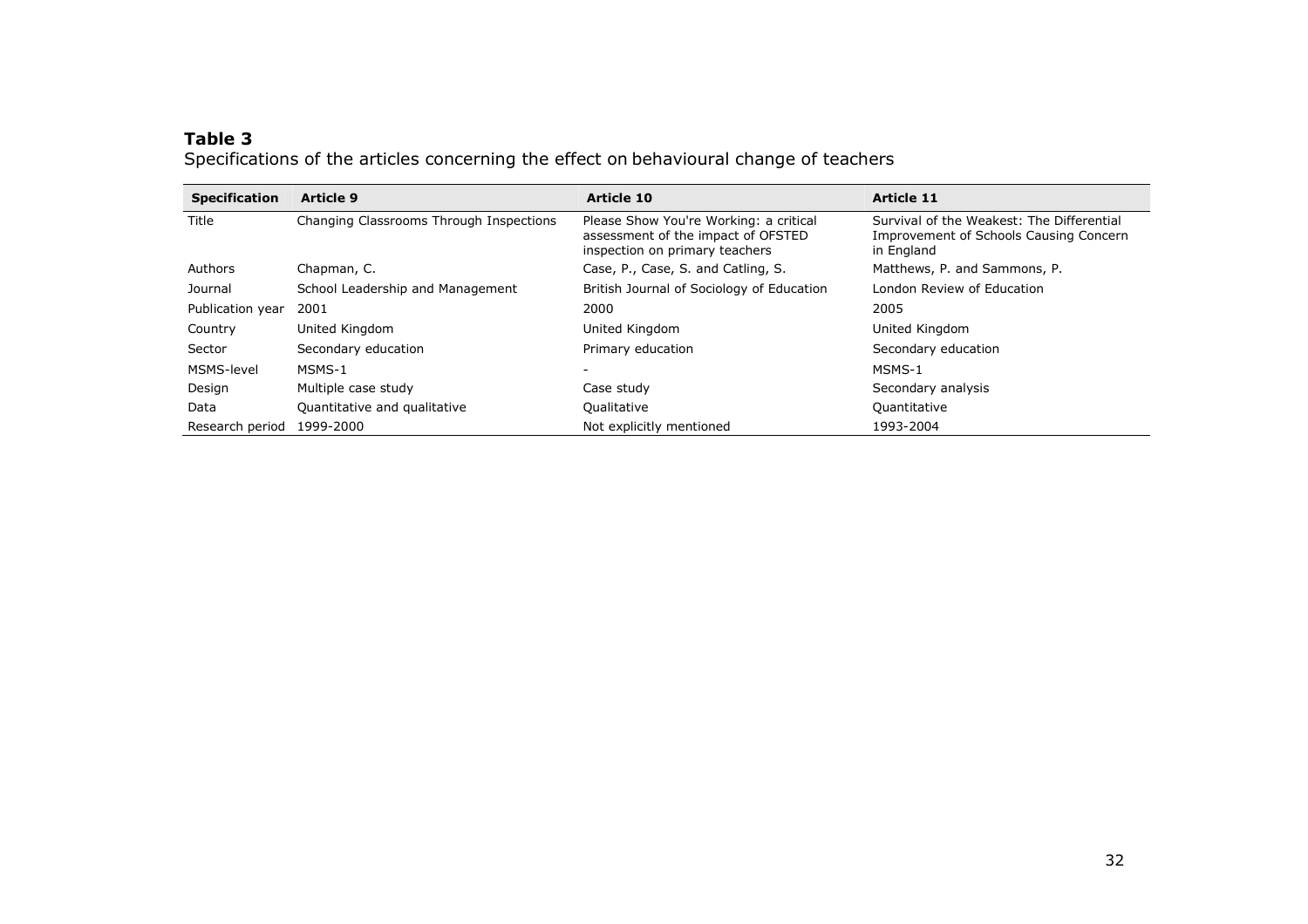**Table 3**
Specifications of the articles concerning the effect on behavioural change of teachers

| Specification | Article 9 | Article 10 | Article 11 |
|---|---|---|---|
| Title | Changing Classrooms Through Inspections | Please Show You're Working: a critical assessment of the impact of OFSTED inspection on primary teachers | Survival of the Weakest: The Differential Improvement of Schools Causing Concern in England |
| Authors | Chapman, C. | Case, P., Case, S. and Catling, S. | Matthews, P. and Sammons, P. |
| Journal | School Leadership and Management | British Journal of Sociology of Education | London Review of Education |
| Publication year | 2001 | 2000 | 2005 |
| Country | United Kingdom | United Kingdom | United Kingdom |
| Sector | Secondary education | Primary education | Secondary education |
| MSMS-level | MSMS-1 | - | MSMS-1 |
| Design | Multiple case study | Case study | Secondary analysis |
| Data | Quantitative and qualitative | Qualitative | Quantitative |
| Research period | 1999-2000 | Not explicitly mentioned | 1993-2004 |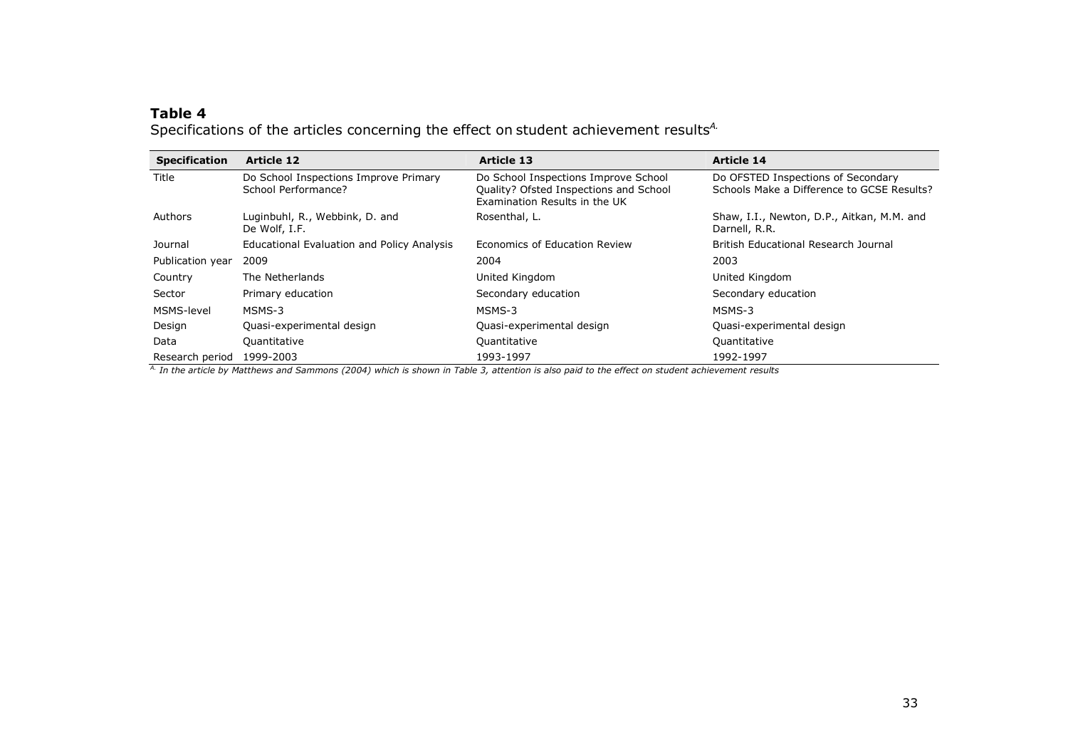**Table 4**

Specifications of the articles concerning the effect on student achievement results[A.]

| **Specification** | **Article 12** | **Article 13** | **Article 14** |
| --- | --- | --- | --- |
| Title | Do School Inspections Improve Primary School Performance? | Do School Inspections Improve School Quality? Ofsted Inspections and School Examination Results in the UK | Do OFSTED Inspections of Secondary Schools Make a Difference to GCSE Results? |
| Authors | Luginbuhl, R., Webbink, D. and De Wolf, I.F. | Rosenthal, L. | Shaw, I.I., Newton, D.P., Aitkan, M.M. and Darnell, R.R. |
| Journal | Educational Evaluation and Policy Analysis | Economics of Education Review | British Educational Research Journal |
| Publication year | 2009 | 2004 | 2003 |
| Country | The Netherlands | United Kingdom | United Kingdom |
| Sector | Primary education | Secondary education | Secondary education |
| MSMS-level | MSMS-3 | MSMS-3 | MSMS-3 |
| Design | Quasi-experimental design | Quasi-experimental design | Quasi-experimental design |
| Data | Quantitative | Quantitative | Quantitative |
| Research period | 1999-2003 | 1993-1997 | 1992-1997 |

*[A.] In the article by Matthews and Sammons (2004) which is shown in Table 3, attention is also paid to the effect on student achievement results*